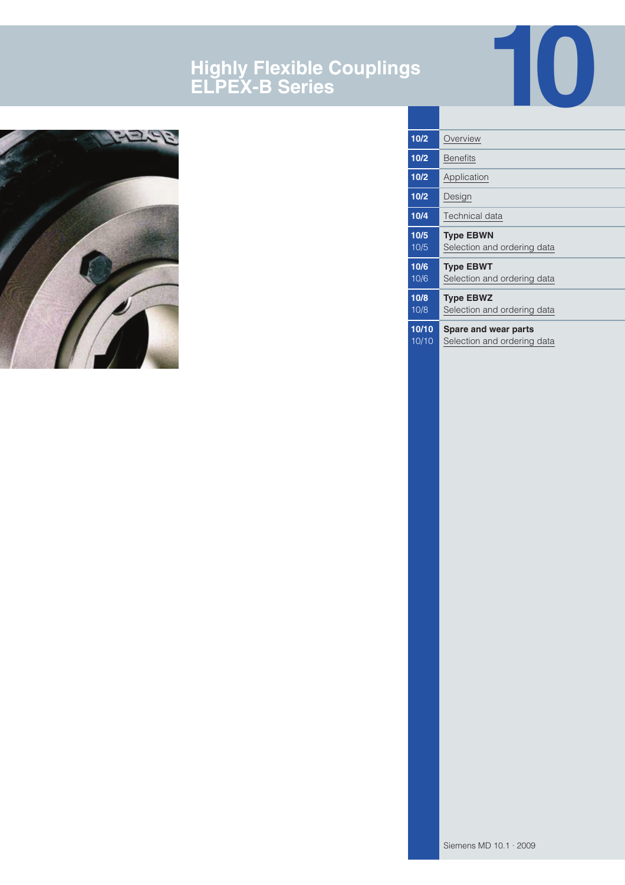# Highly Flexible Couplings ELPEX-B Series

# 10

| | |
|---|---|
| **10/2** | Overview |
| **10/2** | Benefits |
| **10/2** | Application |
| **10/2** | Design |
| **10/4** | Technical data |
| **10/5** | **Type EBWN** |
| 10/5 | Selection and ordering data |
| **10/6** | **Type EBWT** |
| 10/6 | Selection and ordering data |
| **10/8** | **Type EBWZ** |
| 10/8 | Selection and ordering data |
| **10/10** | **Spare and wear parts** |
| 10/10 | Selection and ordering data |

Siemens MD 10.1 · 2009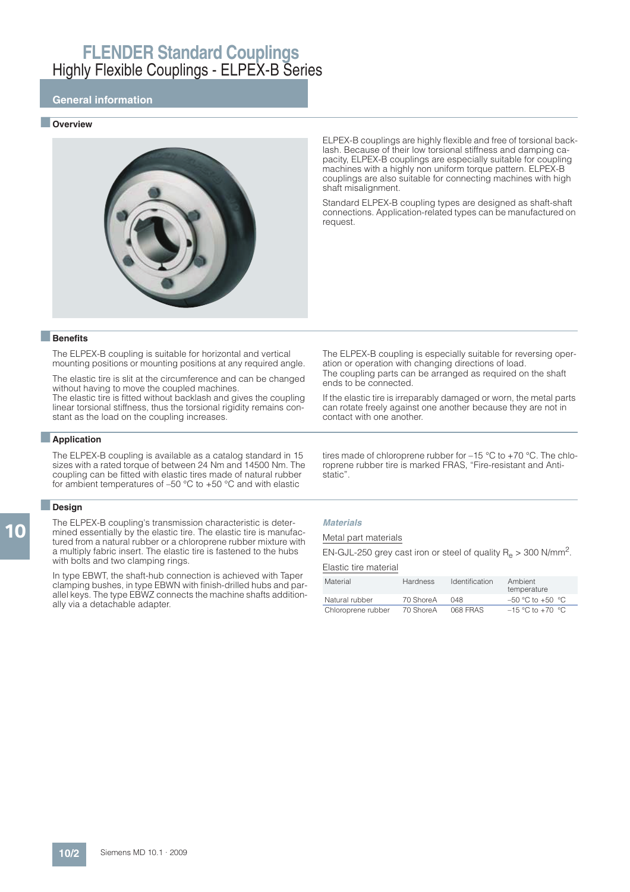# FLENDER Standard Couplings

## Highly Flexible Couplings - ELPEX-B Series

### General information

#### Overview

ELPEX-B couplings are highly flexible and free of torsional backlash. Because of their low torsional stiffness and damping capacity, ELPEX-B couplings are especially suitable for coupling machines with a highly non uniform torque pattern. ELPEX-B couplings are also suitable for connecting machines with high shaft misalignment.

Standard ELPEX-B coupling types are designed as shaft-shaft connections. Application-related types can be manufactured on request.

#### Benefits

The ELPEX-B coupling is suitable for horizontal and vertical mounting positions or mounting positions at any required angle.

The elastic tire is slit at the circumference and can be changed without having to move the coupled machines.
The elastic tire is fitted without backlash and gives the coupling linear torsional stiffness, thus the torsional rigidity remains constant as the load on the coupling increases.

The ELPEX-B coupling is especially suitable for reversing operation or operation with changing directions of load.
The coupling parts can be arranged as required on the shaft ends to be connected.

If the elastic tire is irreparably damaged or worn, the metal parts can rotate freely against one another because they are not in contact with one another.

#### Application

The ELPEX-B coupling is available as a catalog standard in 15 sizes with a rated torque of between 24 Nm and 14500 Nm. The coupling can be fitted with elastic tires made of natural rubber for ambient temperatures of –50 °C to +50 °C and with elastic tires made of chloroprene rubber for –15 °C to +70 °C. The chloroprene rubber tire is marked FRAS, "Fire-resistant and Anti-static".

#### Design

The ELPEX-B coupling's transmission characteristic is determined essentially by the elastic tire. The elastic tire is manufactured from a natural rubber or a chloroprene rubber mixture with a multiply fabric insert. The elastic tire is fastened to the hubs with bolts and two clamping rings.

In type EBWT, the shaft-hub connection is achieved with Taper clamping bushes, in type EBWN with finish-drilled hubs and parallel keys. The type EBWZ connects the machine shafts additionally via a detachable adapter.

***Materials***

Metal part materials

EN-GJL-250 grey cast iron or steel of quality $R_e$ > 300 N/mm$^2$.

Elastic tire material

| Material | Hardness | Identification | Ambient temperature |
|---|---|---|---|
| Natural rubber | 70 ShoreA | 048 | –50 °C to +50 °C |
| Chloroprene rubber | 70 ShoreA | 068 FRAS | –15 °C to +70 °C |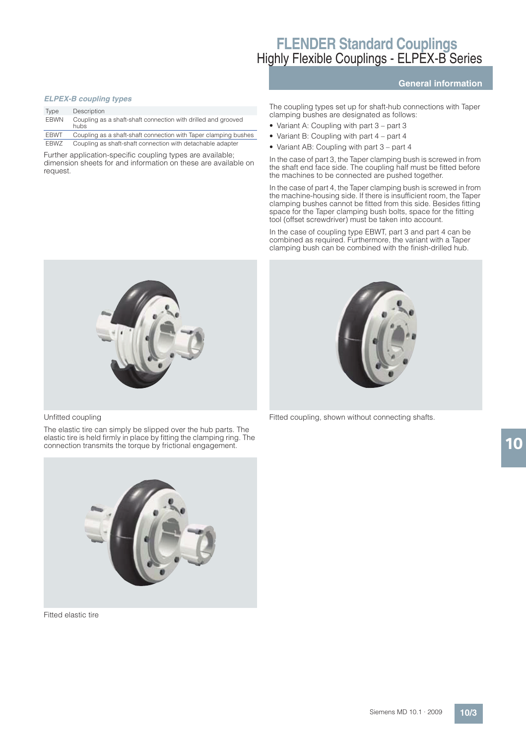# FLENDER Standard Couplings
## Highly Flexible Couplings - ELPEX-B Series

### General information

#### *ELPEX-B coupling types*

| Type | Description |
|---|---|
| EBWN | Coupling as a shaft-shaft connection with drilled and grooved hubs |
| EBWT | Coupling as a shaft-shaft connection with Taper clamping bushes |
| EBWZ | Coupling as shaft-shaft connection with detachable adapter |

Further application-specific coupling types are available; dimension sheets for and information on these are available on request.

The coupling types set up for shaft-hub connections with Taper clamping bushes are designated as follows:

- Variant A: Coupling with part 3 – part 3
- Variant B: Coupling with part 4 – part 4
- Variant AB: Coupling with part 3 – part 4

In the case of part 3, the Taper clamping bush is screwed in from the shaft end face side. The coupling half must be fitted before the machines to be connected are pushed together.

In the case of part 4, the Taper clamping bush is screwed in from the machine-housing side. If there is insufficient room, the Taper clamping bushes cannot be fitted from this side. Besides fitting space for the Taper clamping bush bolts, space for the fitting tool (offset screwdriver) must be taken into account.

In the case of coupling type EBWT, part 3 and part 4 can be combined as required. Furthermore, the variant with a Taper clamping bush can be combined with the finish-drilled hub.

Unfitted coupling

The elastic tire can simply be slipped over the hub parts. The elastic tire is held firmly in place by fitting the clamping ring. The connection transmits the torque by frictional engagement.

Fitted coupling, shown without connecting shafts.

Fitted elastic tire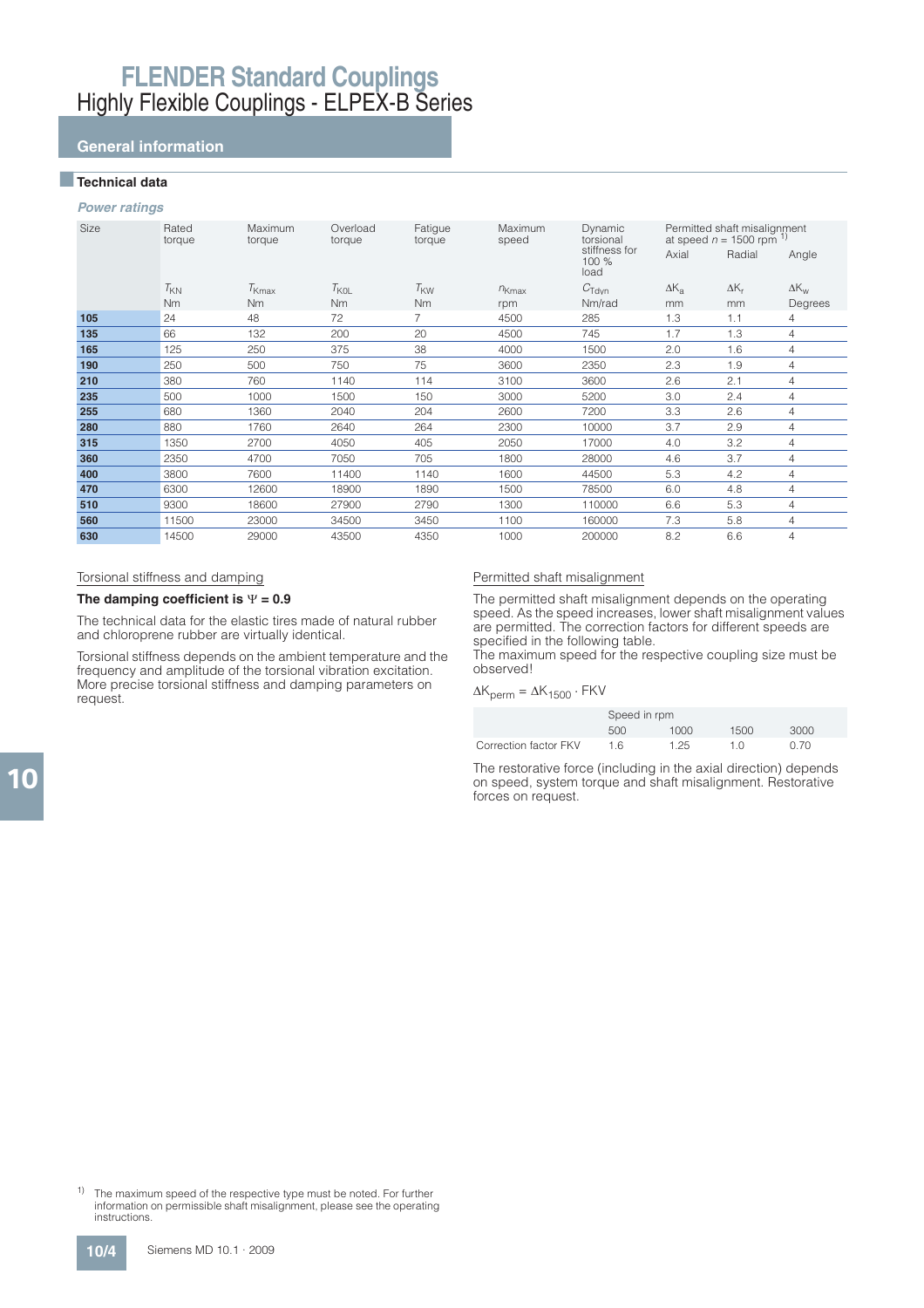# FLENDER Standard Couplings
Highly Flexible Couplings - ELPEX-B Series

## General information

### Technical data

*Power ratings*

| Size | Rated torque | Maximum torque | Overload torque | Fatigue torque | Maximum speed | Dynamic torsional stiffness for 100 % load | Permitted shaft misalignment at speed $n$ = 1500 rpm [1] | | |
|---|---|---|---|---|---|---|---|---|---|
| | | | | | | | Axial | Radial | Angle |
| | $T_{KN}$ | $T_{Kmax}$ | $T_{KOL}$ | $T_{KW}$ | $n_{Kmax}$ | $C_{Tdyn}$ | $\Delta K_a$ | $\Delta K_r$ | $\Delta K_w$ |
| | Nm | Nm | Nm | Nm | rpm | Nm/rad | mm | mm | Degrees |
| **105** | 24 | 48 | 72 | 7 | 4500 | 285 | 1.3 | 1.1 | 4 |
| **135** | 66 | 132 | 200 | 20 | 4500 | 745 | 1.7 | 1.3 | 4 |
| **165** | 125 | 250 | 375 | 38 | 4000 | 1500 | 2.0 | 1.6 | 4 |
| **190** | 250 | 500 | 750 | 75 | 3600 | 2350 | 2.3 | 1.9 | 4 |
| **210** | 380 | 760 | 1140 | 114 | 3100 | 3600 | 2.6 | 2.1 | 4 |
| **235** | 500 | 1000 | 1500 | 150 | 3000 | 5200 | 3.0 | 2.4 | 4 |
| **255** | 680 | 1360 | 2040 | 204 | 2600 | 7200 | 3.3 | 2.6 | 4 |
| **280** | 880 | 1760 | 2640 | 264 | 2300 | 10000 | 3.7 | 2.9 | 4 |
| **315** | 1350 | 2700 | 4050 | 405 | 2050 | 17000 | 4.0 | 3.2 | 4 |
| **360** | 2350 | 4700 | 7050 | 705 | 1800 | 28000 | 4.6 | 3.7 | 4 |
| **400** | 3800 | 7600 | 11400 | 1140 | 1600 | 44500 | 5.3 | 4.2 | 4 |
| **470** | 6300 | 12600 | 18900 | 1890 | 1500 | 78500 | 6.0 | 4.8 | 4 |
| **510** | 9300 | 18600 | 27900 | 2790 | 1300 | 110000 | 6.6 | 5.3 | 4 |
| **560** | 11500 | 23000 | 34500 | 3450 | 1100 | 160000 | 7.3 | 5.8 | 4 |
| **630** | 14500 | 29000 | 43500 | 4350 | 1000 | 200000 | 8.2 | 6.6 | 4 |

Torsional stiffness and damping

**The damping coefficient is $\Psi$ = 0.9**

The technical data for the elastic tires made of natural rubber and chloroprene rubber are virtually identical.

Torsional stiffness depends on the ambient temperature and the frequency and amplitude of the torsional vibration excitation. More precise torsional stiffness and damping parameters on request.

Permitted shaft misalignment

The permitted shaft misalignment depends on the operating speed. As the speed increases, lower shaft misalignment values are permitted. The correction factors for different speeds are specified in the following table.
The maximum speed for the respective coupling size must be observed!

$\Delta K_{perm} = \Delta K_{1500} \cdot FKV$

| | Speed in rpm | | | |
|---|---|---|---|---|
| | 500 | 1000 | 1500 | 3000 |
| Correction factor FKV | 1.6 | 1.25 | 1.0 | 0.70 |

The restorative force (including in the axial direction) depends on speed, system torque and shaft misalignment. Restorative forces on request.

[1] The maximum speed of the respective type must be noted. For further information on permissible shaft misalignment, please see the operating instructions.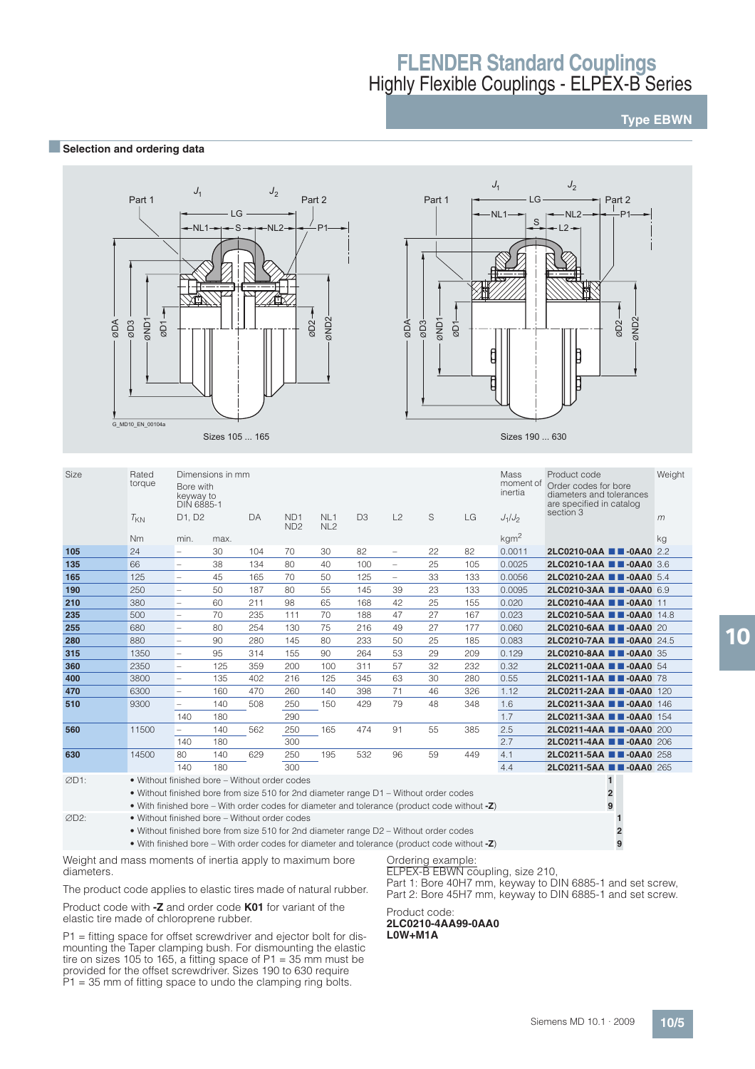# FLENDER Standard Couplings

Highly Flexible Couplings - ELPEX-B Series

**Type EBWN**

## Selection and ordering data

Part 1 $J_1$ $J_2$ Part 2
LG
NL1 S NL2 P1
øDA øD3 øND1 øD1 øD2 øND2
G_MD10_EN_00104a
Sizes 105 ... 165

$J_1$ $J_2$
Part 1 LG Part 2
NL1 NL2 P1
S L2
øDA øD3 øND1 øD1 øD2 øND2
Sizes 190 ... 630

| Size | Rated torque | Dimensions in mm | | | | | | | | | Mass moment of inertia | Product code / Order codes for bore diameters and tolerances are specified in catalog section 3 | Weight |
|---|---|---|---|---|---|---|---|---|---|---|---|---|---|
| | | Bore with keyway to DIN 6885-1 | | | | | | | | | | | |
| | $T_{KN}$ | D1, D2 | | DA | ND1 ND2 | NL1 NL2 | D3 | L2 | S | LG | $J_1/J_2$ | | $m$ |
| | Nm | min. | max. | | | | | | | | kgm² | | kg |
| **105** | 24 | – | 30 | 104 | 70 | 30 | 82 | – | 22 | 82 | 0.0011 | **2LC0210-0AA ■ ■ -0AA0** | 2.2 |
| **135** | 66 | – | 38 | 134 | 80 | 40 | 100 | – | 25 | 105 | 0.0025 | **2LC0210-1AA ■ ■ -0AA0** | 3.6 |
| **165** | 125 | – | 45 | 165 | 70 | 50 | 125 | – | 33 | 133 | 0.0056 | **2LC0210-2AA ■ ■ -0AA0** | 5.4 |
| **190** | 250 | – | 50 | 187 | 80 | 55 | 145 | 39 | 23 | 133 | 0.0095 | **2LC0210-3AA ■ ■ -0AA0** | 6.9 |
| **210** | 380 | – | 60 | 211 | 98 | 65 | 168 | 42 | 25 | 155 | 0.020 | **2LC0210-4AA ■ ■ -0AA0** | 11 |
| **235** | 500 | – | 70 | 235 | 111 | 70 | 188 | 47 | 27 | 167 | 0.023 | **2LC0210-5AA ■ ■ -0AA0** | 14.8 |
| **255** | 680 | – | 80 | 254 | 130 | 75 | 216 | 49 | 27 | 177 | 0.060 | **2LC0210-6AA ■ ■ -0AA0** | 20 |
| **280** | 880 | – | 90 | 280 | 145 | 80 | 233 | 50 | 25 | 185 | 0.083 | **2LC0210-7AA ■ ■ -0AA0** | 24.5 |
| **315** | 1350 | – | 95 | 314 | 155 | 90 | 264 | 53 | 29 | 209 | 0.129 | **2LC0210-8AA ■ ■ -0AA0** | 35 |
| **360** | 2350 | – | 125 | 359 | 200 | 100 | 311 | 57 | 32 | 232 | 0.32 | **2LC0211-0AA ■ ■ -0AA0** | 54 |
| **400** | 3800 | – | 135 | 402 | 216 | 125 | 345 | 63 | 30 | 280 | 0.55 | **2LC0211-1AA ■ ■ -0AA0** | 78 |
| **470** | 6300 | – | 160 | 470 | 260 | 140 | 398 | 71 | 46 | 326 | 1.12 | **2LC0211-2AA ■ ■ -0AA0** | 120 |
| **510** | 9300 | – | 140 | 508 | 250 | 150 | 429 | 79 | 48 | 348 | 1.6 | **2LC0211-3AA ■ ■ -0AA0** | 146 |
| | | 140 | 180 | | 290 | | | | | | 1.7 | **2LC0211-3AA ■ ■ -0AA0** | 154 |
| **560** | 11500 | – | 140 | 562 | 250 | 165 | 474 | 91 | 55 | 385 | 2.5 | **2LC0211-4AA ■ ■ -0AA0** | 200 |
| | | 140 | 180 | | 300 | | | | | | 2.7 | **2LC0211-4AA ■ ■ -0AA0** | 206 |
| **630** | 14500 | 80 | 140 | 629 | 250 | 195 | 532 | 96 | 59 | 449 | 4.1 | **2LC0211-5AA ■ ■ -0AA0** | 258 |
| | | 140 | 180 | | 300 | | | | | | 4.4 | **2LC0211-5AA ■ ■ -0AA0** | 265 |

| | | |
|---|---|---|
| ØD1: | • Without finished bore – Without order codes | **1** |
| | • Without finished bore from size 510 for 2nd diameter range D1 – Without order codes | **2** |
| | • With finished bore – With order codes for diameter and tolerance (product code without **-Z**) | **9** |
| ØD2: | • Without finished bore – Without order codes | **1** |
| | • Without finished bore from size 510 for 2nd diameter range D2 – Without order codes | **2** |
| | • With finished bore – With order codes for diameter and tolerance (product code without **-Z**) | **9** |

Weight and mass moments of inertia apply to maximum bore diameters.

The product code applies to elastic tires made of natural rubber.

Product code with **-Z** and order code **K01** for variant of the elastic tire made of chloroprene rubber.

P1 = fitting space for offset screwdriver and ejector bolt for dismounting the Taper clamping bush. For dismounting the elastic tire on sizes 105 to 165, a fitting space of P1 = 35 mm must be provided for the offset screwdriver. Sizes 190 to 630 require P1 = 35 mm of fitting space to undo the clamping ring bolts.

Ordering example:
ELPEX-B EBWN coupling, size 210,
Part 1: Bore 40H7 mm, keyway to DIN 6885-1 and set screw,
Part 2: Bore 45H7 mm, keyway to DIN 6885-1 and set screw.

Product code:
**2LC0210-4AA99-0AA0**
**L0W+M1A**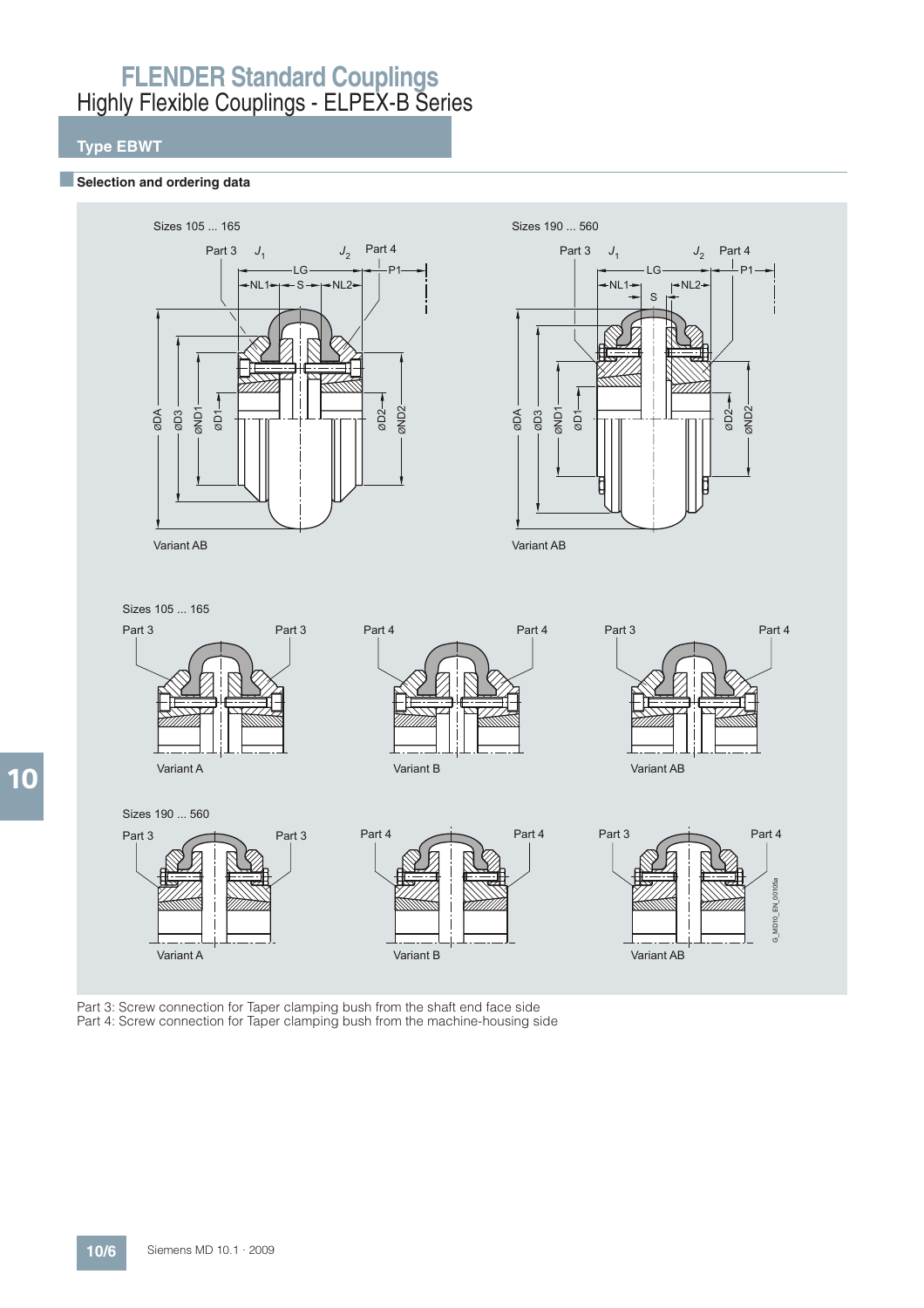# FLENDER Standard Couplings

## Highly Flexible Couplings - ELPEX-B Series

### Type EBWT

#### Selection and ordering data

Sizes 105 ... 165

Part 3 $J_1$ $J_2$ Part 4

LG P1 NL1 S NL2

ØDA ØD3 ØND1 ØD1 ØD2 ØND2

Variant AB

Sizes 190 ... 560

Part 3 $J_1$ $J_2$ Part 4

LG P1 NL1 NL2 S

ØDA ØD3 ØND1 ØD1 ØD2 ØND2

Variant AB

Sizes 105 ... 165

Part 3 Part 3

Variant A

Part 4 Part 4

Variant B

Part 3 Part 4

Variant AB

Sizes 190 ... 560

Part 3 Part 3

Variant A

Part 4 Part 4

Variant B

Part 3 Part 4

Variant AB

G_MD10_EN_00106a

Part 3: Screw connection for Taper clamping bush from the shaft end face side
Part 4: Screw connection for Taper clamping bush from the machine-housing side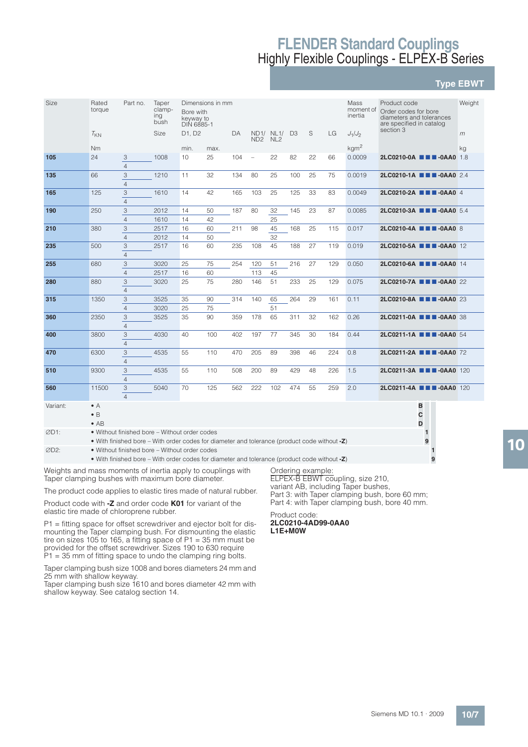# FLENDER Standard Couplings

## Highly Flexible Couplings - ELPEX-B Series

### Type EBWT

| Size | Rated torque | Part no. | Taper clamp-ing bush | Dimensions in mm | | | | | | | | | Mass moment of inertia | Product code | Weight |
|---|---|---|---|---|---|---|---|---|---|---|---|---|---|---|---|
| | | | | Bore with keyway to DIN 6885-1 | | | | | | | | | | Order codes for bore diameters and tolerances are specified in catalog section 3 | |
| | $T_{KN}$ | | Size | D1, D2 | | DA | ND1/ ND2 | NL1/ NL2 | D3 | S | LG | | $J_1/J_2$ | | $m$ |
| | Nm | | | min. | max. | | | | | | | | kgm² | | kg |
| **105** | 24 | 3 | 1008 | 10 | 25 | 104 | – | 22 | 82 | 22 | 66 | | 0.0009 | **2LC0210-0A ■■■-0AA0** | 1.8 |
| | | 4 | | | | | | | | | | | | | |
| **135** | 66 | 3 | 1210 | 11 | 32 | 134 | 80 | 25 | 100 | 25 | 75 | | 0.0019 | **2LC0210-1A ■■■-0AA0** | 2.4 |
| | | 4 | | | | | | | | | | | | | |
| **165** | 125 | 3 | 1610 | 14 | 42 | 165 | 103 | 25 | 125 | 33 | 83 | | 0.0049 | **2LC0210-2A ■■■-0AA0** | 4 |
| | | 4 | | | | | | | | | | | | | |
| **190** | 250 | 3 | 2012 | 14 | 50 | 187 | 80 | 32 | 145 | 23 | 87 | | 0.0085 | **2LC0210-3A ■■■-0AA0** | 5.4 |
| | | 4 | 1610 | 14 | 42 | | | 25 | | | | | | | |
| **210** | 380 | 3 | 2517 | 16 | 60 | 211 | 98 | 45 | 168 | 25 | 115 | | 0.017 | **2LC0210-4A ■■■-0AA0** | 8 |
| | | 4 | 2012 | 14 | 50 | | | 32 | | | | | | | |
| **235** | 500 | 3 | 2517 | 16 | 60 | 235 | 108 | 45 | 188 | 27 | 119 | | 0.019 | **2LC0210-5A ■■■-0AA0** | 12 |
| | | 4 | | | | | | | | | | | | | |
| **255** | 680 | 3 | 3020 | 25 | 75 | 254 | 120 | 51 | 216 | 27 | 129 | | 0.050 | **2LC0210-6A ■■■-0AA0** | 14 |
| | | 4 | 2517 | 16 | 60 | | 113 | 45 | | | | | | | |
| **280** | 880 | 3 | 3020 | 25 | 75 | 280 | 146 | 51 | 233 | 25 | 129 | | 0.075 | **2LC0210-7A ■■■-0AA0** | 22 |
| | | 4 | | | | | | | | | | | | | |
| **315** | 1350 | 3 | 3525 | 35 | 90 | 314 | 140 | 65 | 264 | 29 | 161 | | 0.11 | **2LC0210-8A ■■■-0AA0** | 23 |
| | | 4 | 3020 | 25 | 75 | | | 51 | | | | | | | |
| **360** | 2350 | 3 | 3525 | 35 | 90 | 359 | 178 | 65 | 311 | 32 | 162 | | 0.26 | **2LC0211-0A ■■■-0AA0** | 38 |
| | | 4 | | | | | | | | | | | | | |
| **400** | 3800 | 3 | 4030 | 40 | 100 | 402 | 197 | 77 | 345 | 30 | 184 | | 0.44 | **2LC0211-1A ■■■-0AA0** | 54 |
| | | 4 | | | | | | | | | | | | | |
| **470** | 6300 | 3 | 4535 | 55 | 110 | 470 | 205 | 89 | 398 | 46 | 224 | | 0.8 | **2LC0211-2A ■■■-0AA0** | 72 |
| | | 4 | | | | | | | | | | | | | |
| **510** | 9300 | 3 | 4535 | 55 | 110 | 508 | 200 | 89 | 429 | 48 | 226 | | 1.5 | **2LC0211-3A ■■■-0AA0** | 120 |
| | | 4 | | | | | | | | | | | | | |
| **560** | 11500 | 3 | 5040 | 70 | 125 | 562 | 222 | 102 | 474 | 55 | 259 | | 2.0 | **2LC0211-4A ■■■-0AA0** | 120 |
| | | 4 | | | | | | | | | | | | | |

| | | |
|---|---|---|
| Variant: | • A | **B** |
| | • B | **C** |
| | • AB | **D** |
| ∅D1: | • Without finished bore – Without order codes | **1** |
| | • With finished bore – With order codes for diameter and tolerance (product code without **-Z**) | **9** |
| ∅D2: | • Without finished bore – Without order codes | **1** |
| | • With finished bore – With order codes for diameter and tolerance (product code without **-Z**) | **9** |

Weights and mass moments of inertia apply to couplings with Taper clamping bushes with maximum bore diameter.

The product code applies to elastic tires made of natural rubber.

Product code with **-Z** and order code **K01** for variant of the elastic tire made of chloroprene rubber.

P1 = fitting space for offset screwdriver and ejector bolt for dismounting the Taper clamping bush. For dismounting the elastic tire on sizes 105 to 165, a fitting space of P1 = 35 mm must be provided for the offset screwdriver. Sizes 190 to 630 require P1 = 35 mm of fitting space to undo the clamping ring bolts.

Taper clamping bush size 1008 and bores diameters 24 mm and 25 mm with shallow keyway.
Taper clamping bush size 1610 and bores diameter 42 mm with shallow keyway. See catalog section 14.

Ordering example:
ELPEX-B EBWT coupling, size 210,
variant AB, including Taper bushes,
Part 3: with Taper clamping bush, bore 60 mm;
Part 4: with Taper clamping bush, bore 40 mm.

Product code:
**2LC0210-4AD99-0AA0**
**L1E+M0W**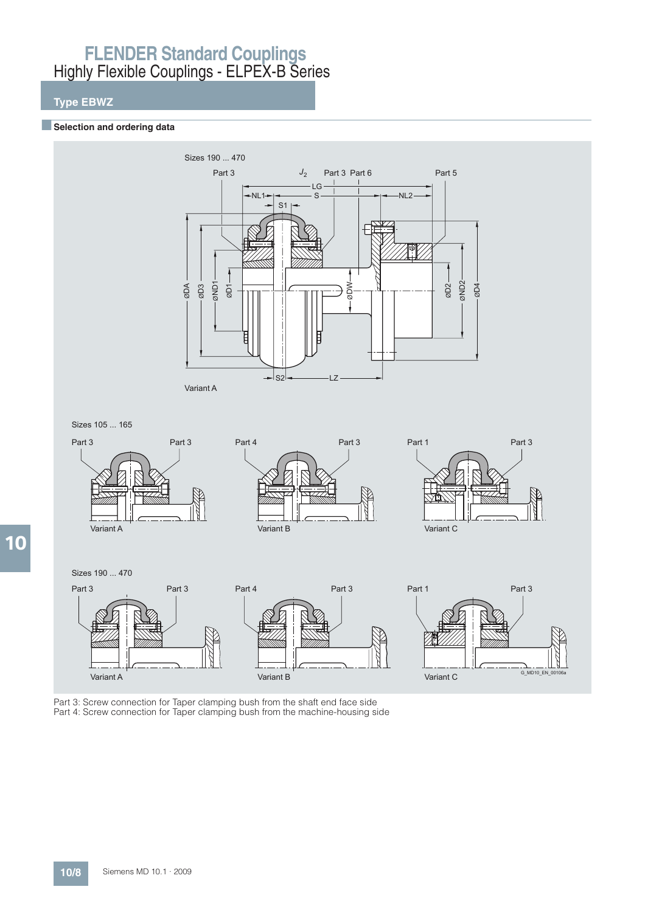# FLENDER Standard Couplings

## Highly Flexible Couplings - ELPEX-B Series

### Type EBWZ

#### Selection and ordering data

Sizes 190 ... 470

Part 3
$J_2$
Part 3 Part 6
Part 5
LG
NL1
S
NL2
S1
ØDA
ØD3
ØND1
ØD1
ØDW
ØD2
ØND2
ØD4
S2
LZ

Variant A

Sizes 105 ... 165

Part 3 Part 3
Variant A

Part 4 Part 3
Variant B

Part 1 Part 3
Variant C

Sizes 190 ... 470

Part 3 Part 3
Variant A

Part 4 Part 3
Variant B

Part 1 Part 3
Variant C

G_MD10_EN_00106a

Part 3: Screw connection for Taper clamping bush from the shaft end face side
Part 4: Screw connection for Taper clamping bush from the machine-housing side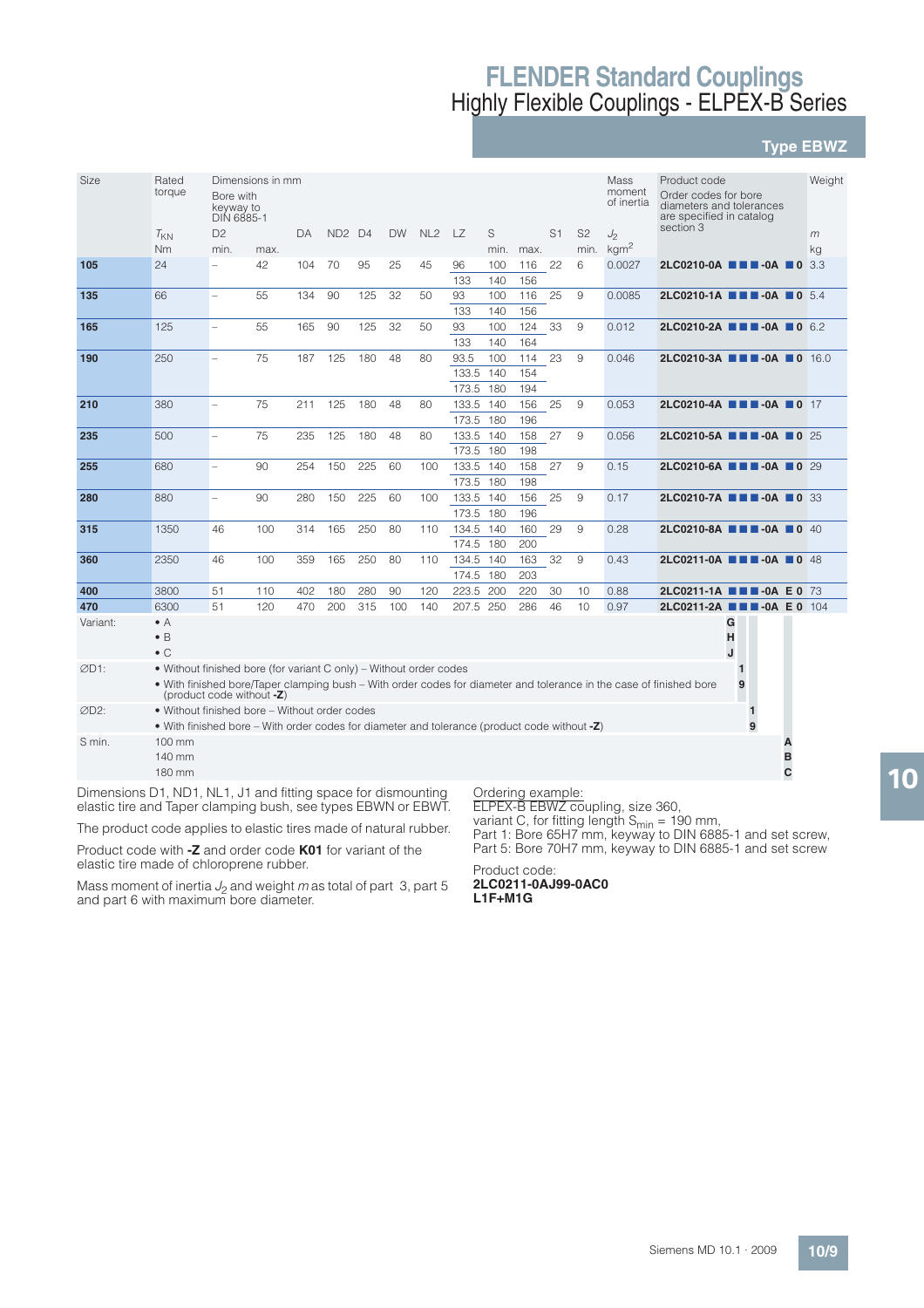# FLENDER Standard Couplings

## Highly Flexible Couplings - ELPEX-B Series

### Type EBWZ

| Size | Rated torque | Dimensions in mm | | | | | | | | | | | | | Mass moment of inertia | Product code | Weight |
|---|---|---|---|---|---|---|---|---|---|---|---|---|---|---|---|---|---|
| | | Bore with keyway to DIN 6885-1 | | | | | | | | | | | | | | Order codes for bore diameters and tolerances are specified in catalog section 3 | |
| | $T_{KN}$ | D2 | | DA | ND2 | D4 | DW | NL2 | LZ | S | | S1 | S2 | | $J_2$ | | $m$ |
| | Nm | min. | max. | | | | | | | min. | max. | | min. | | $kgm^2$ | | kg |
| **105** | 24 | – | 42 | 104 | 70 | 95 | 25 | 45 | 96 | 100 | 116 | 22 | 6 | | 0.0027 | **2LC0210-0A ■■■-0A ■0** | 3.3 |
| | | | | | | | | | 133 | 140 | 156 | | | | | | |
| **135** | 66 | – | 55 | 134 | 90 | 125 | 32 | 50 | 93 | 100 | 116 | 25 | 9 | | 0.0085 | **2LC0210-1A ■■■-0A ■0** | 5.4 |
| | | | | | | | | | 133 | 140 | 156 | | | | | | |
| **165** | 125 | – | 55 | 165 | 90 | 125 | 32 | 50 | 93 | 100 | 124 | 33 | 9 | | 0.012 | **2LC0210-2A ■■■-0A ■0** | 6.2 |
| | | | | | | | | | 133 | 140 | 164 | | | | | | |
| **190** | 250 | – | 75 | 187 | 125 | 180 | 48 | 80 | 93.5 | 100 | 114 | 23 | 9 | | 0.046 | **2LC0210-3A ■■■-0A ■0** | 16.0 |
| | | | | | | | | | 133.5 | 140 | 154 | | | | | | |
| | | | | | | | | | 173.5 | 180 | 194 | | | | | | |
| **210** | 380 | – | 75 | 211 | 125 | 180 | 48 | 80 | 133.5 | 140 | 156 | 25 | 9 | | 0.053 | **2LC0210-4A ■■■-0A ■0** | 17 |
| | | | | | | | | | 173.5 | 180 | 196 | | | | | | |
| **235** | 500 | – | 75 | 235 | 125 | 180 | 48 | 80 | 133.5 | 140 | 158 | 27 | 9 | | 0.056 | **2LC0210-5A ■■■-0A ■0** | 25 |
| | | | | | | | | | 173.5 | 180 | 198 | | | | | | |
| **255** | 680 | – | 90 | 254 | 150 | 225 | 60 | 100 | 133.5 | 140 | 158 | 27 | 9 | | 0.15 | **2LC0210-6A ■■■-0A ■0** | 29 |
| | | | | | | | | | 173.5 | 180 | 198 | | | | | | |
| **280** | 880 | – | 90 | 280 | 150 | 225 | 60 | 100 | 133.5 | 140 | 156 | 25 | 9 | | 0.17 | **2LC0210-7A ■■■-0A ■0** | 33 |
| | | | | | | | | | 173.5 | 180 | 196 | | | | | | |
| **315** | 1350 | 46 | 100 | 314 | 165 | 250 | 80 | 110 | 134.5 | 140 | 160 | 29 | 9 | | 0.28 | **2LC0210-8A ■■■-0A ■0** | 40 |
| | | | | | | | | | 174.5 | 180 | 200 | | | | | | |
| **360** | 2350 | 46 | 100 | 359 | 165 | 250 | 80 | 110 | 134.5 | 140 | 163 | 32 | 9 | | 0.43 | **2LC0211-0A ■■■-0A ■0** | 48 |
| | | | | | | | | | 174.5 | 180 | 203 | | | | | | |
| **400** | 3800 | 51 | 110 | 402 | 180 | 280 | 90 | 120 | 223.5 | 200 | 220 | 30 | 10 | | 0.88 | **2LC0211-1A ■■■-0A E0** | 73 |
| **470** | 6300 | 51 | 120 | 470 | 200 | 315 | 100 | 140 | 207.5 | 250 | 286 | 46 | 10 | | 0.97 | **2LC0211-2A ■■■-0A E0** | 104 |

| | | |
|---|---|---|
| Variant: | • A | G |
| | • B | H |
| | • C | J |
| ∅D1: | • Without finished bore (for variant C only) – Without order codes | 1 |
| | • With finished bore/Taper clamping bush – With order codes for diameter and tolerance in the case of finished bore (product code without **-Z**) | 9 |
| ∅D2: | • Without finished bore – Without order codes | 1 |
| | • With finished bore – With order codes for diameter and tolerance (product code without **-Z**) | 9 |
| S min. | 100 mm | A |
| | 140 mm | B |
| | 180 mm | C |

Dimensions D1, ND1, NL1, J1 and fitting space for dismounting elastic tire and Taper clamping bush, see types EBWN or EBWT.

The product code applies to elastic tires made of natural rubber.

Product code with **-Z** and order code **K01** for variant of the elastic tire made of chloroprene rubber.

Mass moment of inertia $J_2$ and weight $m$ as total of part 3, part 5 and part 6 with maximum bore diameter.

Ordering example:
ELPEX-B EBWZ coupling, size 360,
variant C, for fitting length $S_{min}$ = 190 mm,
Part 1: Bore 65H7 mm, keyway to DIN 6885-1 and set screw,
Part 5: Bore 70H7 mm, keyway to DIN 6885-1 and set screw

Product code:
**2LC0211-0AJ99-0AC0**
**L1F+M1G**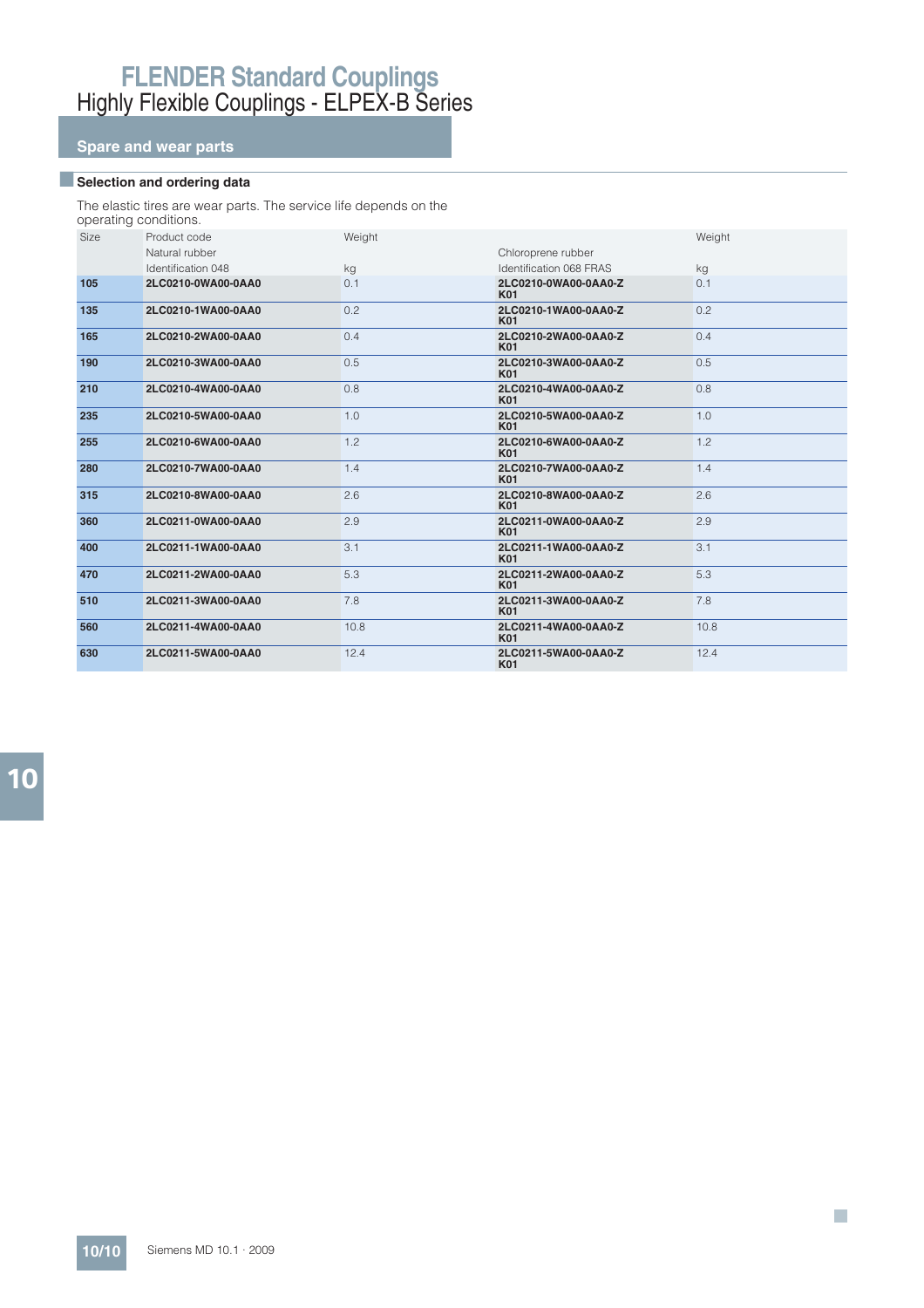# FLENDER Standard Couplings

## Highly Flexible Couplings - ELPEX-B Series

### Spare and wear parts

#### Selection and ordering data

The elastic tires are wear parts. The service life depends on the operating conditions.

| Size | Product code | Weight | | Weight |
|---|---|---|---|---|
| | Natural rubber | | Chloroprene rubber | |
| | Identification 048 | kg | Identification 068 FRAS | kg |
| **105** | **2LC0210-0WA00-0AA0** | 0.1 | **2LC0210-0WA00-0AA0-Z K01** | 0.1 |
| **135** | **2LC0210-1WA00-0AA0** | 0.2 | **2LC0210-1WA00-0AA0-Z K01** | 0.2 |
| **165** | **2LC0210-2WA00-0AA0** | 0.4 | **2LC0210-2WA00-0AA0-Z K01** | 0.4 |
| **190** | **2LC0210-3WA00-0AA0** | 0.5 | **2LC0210-3WA00-0AA0-Z K01** | 0.5 |
| **210** | **2LC0210-4WA00-0AA0** | 0.8 | **2LC0210-4WA00-0AA0-Z K01** | 0.8 |
| **235** | **2LC0210-5WA00-0AA0** | 1.0 | **2LC0210-5WA00-0AA0-Z K01** | 1.0 |
| **255** | **2LC0210-6WA00-0AA0** | 1.2 | **2LC0210-6WA00-0AA0-Z K01** | 1.2 |
| **280** | **2LC0210-7WA00-0AA0** | 1.4 | **2LC0210-7WA00-0AA0-Z K01** | 1.4 |
| **315** | **2LC0210-8WA00-0AA0** | 2.6 | **2LC0210-8WA00-0AA0-Z K01** | 2.6 |
| **360** | **2LC0211-0WA00-0AA0** | 2.9 | **2LC0211-0WA00-0AA0-Z K01** | 2.9 |
| **400** | **2LC0211-1WA00-0AA0** | 3.1 | **2LC0211-1WA00-0AA0-Z K01** | 3.1 |
| **470** | **2LC0211-2WA00-0AA0** | 5.3 | **2LC0211-2WA00-0AA0-Z K01** | 5.3 |
| **510** | **2LC0211-3WA00-0AA0** | 7.8 | **2LC0211-3WA00-0AA0-Z K01** | 7.8 |
| **560** | **2LC0211-4WA00-0AA0** | 10.8 | **2LC0211-4WA00-0AA0-Z K01** | 10.8 |
| **630** | **2LC0211-5WA00-0AA0** | 12.4 | **2LC0211-5WA00-0AA0-Z K01** | 12.4 |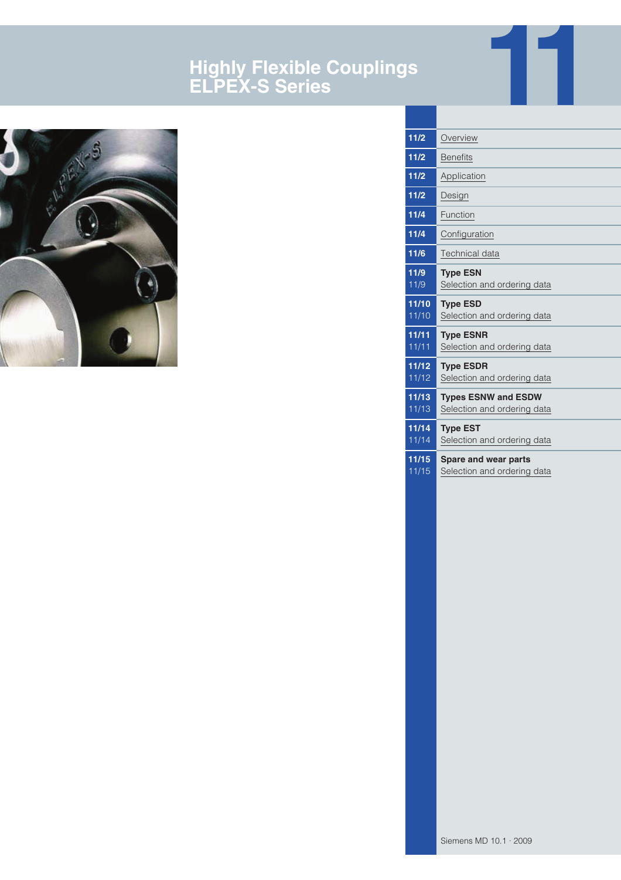# Highly Flexible Couplings ELPEX-S Series

11

| | |
|---|---|
| 11/2 | Overview |
| 11/2 | Benefits |
| 11/2 | Application |
| 11/2 | Design |
| 11/4 | Function |
| 11/4 | Configuration |
| 11/6 | Technical data |
| 11/9<br>11/9 | **Type ESN**<br>Selection and ordering data |
| 11/10<br>11/10 | **Type ESD**<br>Selection and ordering data |
| 11/11<br>11/11 | **Type ESNR**<br>Selection and ordering data |
| 11/12<br>11/12 | **Type ESDR**<br>Selection and ordering data |
| 11/13<br>11/13 | **Types ESNW and ESDW**<br>Selection and ordering data |
| 11/14<br>11/14 | **Type EST**<br>Selection and ordering data |
| 11/15<br>11/15 | **Spare and wear parts**<br>Selection and ordering data |

Siemens MD 10.1 · 2009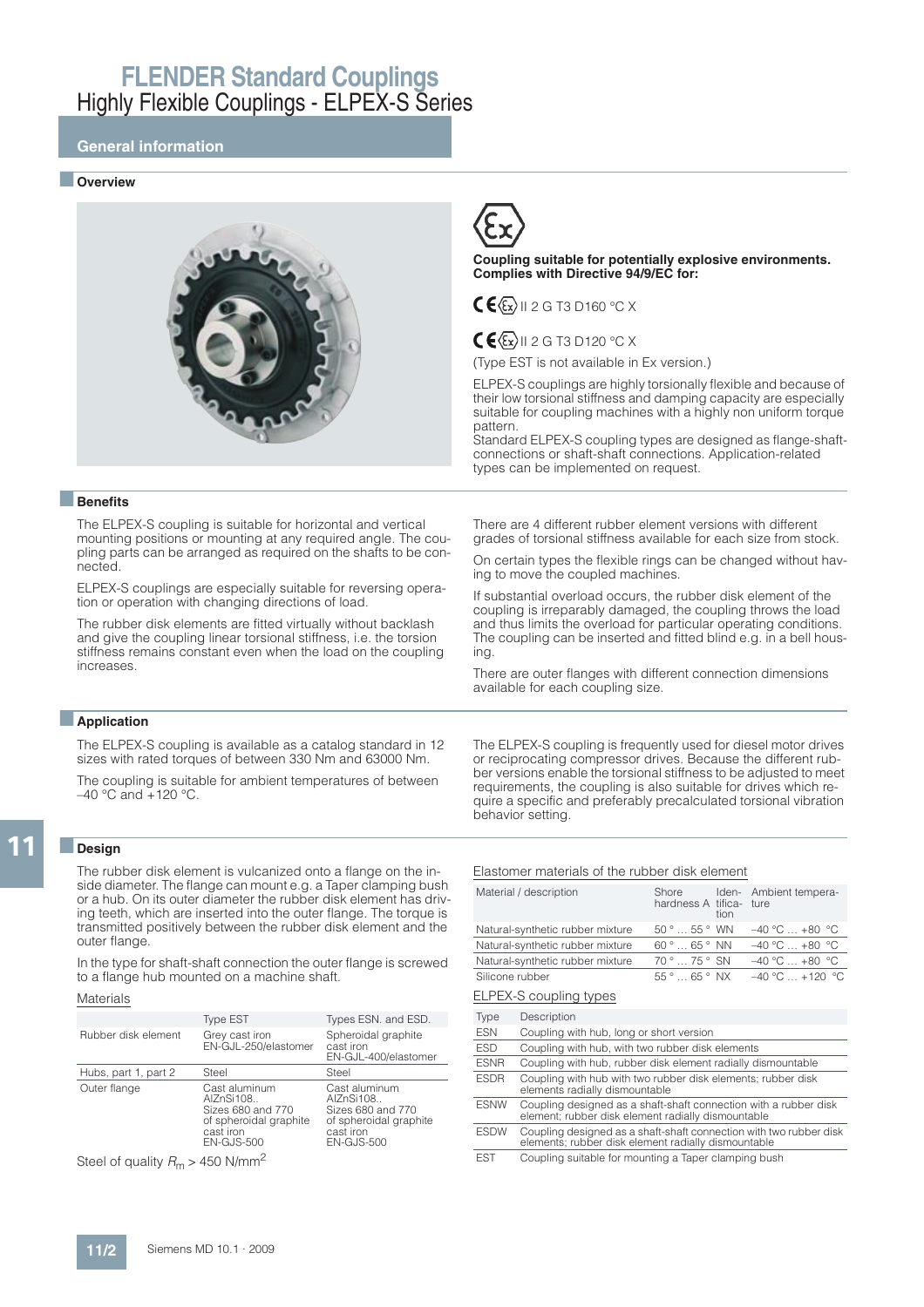# FLENDER Standard Couplings

## Highly Flexible Couplings - ELPEX-S Series

### General information

#### Overview

**Coupling suitable for potentially explosive environments. Complies with Directive 94/9/EC for:**

CE Ex II 2 G T3 D160 °C X

CE Ex II 2 G T3 D120 °C X

(Type EST is not available in Ex version.)

ELPEX-S couplings are highly torsionally flexible and because of their low torsional stiffness and damping capacity are especially suitable for coupling machines with a highly non uniform torque pattern.
Standard ELPEX-S coupling types are designed as flange-shaft-connections or shaft-shaft connections. Application-related types can be implemented on request.

#### Benefits

The ELPEX-S coupling is suitable for horizontal and vertical mounting positions or mounting at any required angle. The coupling parts can be arranged as required on the shafts to be connected.

ELPEX-S couplings are especially suitable for reversing operation or operation with changing directions of load.

The rubber disk elements are fitted virtually without backlash and give the coupling linear torsional stiffness, i.e. the torsion stiffness remains constant even when the load on the coupling increases.

There are 4 different rubber element versions with different grades of torsional stiffness available for each size from stock.

On certain types the flexible rings can be changed without having to move the coupled machines.

If substantial overload occurs, the rubber disk element of the coupling is irreparably damaged, the coupling throws the load and thus limits the overload for particular operating conditions. The coupling can be inserted and fitted blind e.g. in a bell housing.

There are outer flanges with different connection dimensions available for each coupling size.

#### Application

The ELPEX-S coupling is available as a catalog standard in 12 sizes with rated torques of between 330 Nm and 63000 Nm.

The coupling is suitable for ambient temperatures of between –40 °C and +120 °C.

The ELPEX-S coupling is frequently used for diesel motor drives or reciprocating compressor drives. Because the different rubber versions enable the torsional stiffness to be adjusted to meet requirements, the coupling is also suitable for drives which require a specific and preferably precalculated torsional vibration behavior setting.

#### Design

The rubber disk element is vulcanized onto a flange on the inside diameter. The flange can mount e.g. a Taper clamping bush or a hub. On its outer diameter the rubber disk element has driving teeth, which are inserted into the outer flange. The torque is transmitted positively between the rubber disk element and the outer flange.

In the type for shaft-shaft connection the outer flange is screwed to a flange hub mounted on a machine shaft.

Materials

| | Type EST | Types ESN. and ESD. |
|---|---|---|
| Rubber disk element | Grey cast iron EN-GJL-250/elastomer | Spheroidal graphite cast iron EN-GJL-400/elastomer |
| Hubs, part 1, part 2 | Steel | Steel |
| Outer flange | Cast aluminum AlZnSi108.. Sizes 680 and 770 of spheroidal graphite cast iron EN-GJS-500 | Cast aluminum AlZnSi108.. Sizes 680 and 770 of spheroidal graphite cast iron EN-GJS-500 |

Steel of quality $R_m > 450$ N/mm$^2$

Elastomer materials of the rubber disk element

| Material / description | Shore hardness A | Identification | Ambient temperature |
|---|---|---|---|
| Natural-synthetic rubber mixture | 50 ° ... 55 ° | WN | –40 °C ... +80 °C |
| Natural-synthetic rubber mixture | 60 ° ... 65 ° | NN | –40 °C ... +80 °C |
| Natural-synthetic rubber mixture | 70 ° ... 75 ° | SN | –40 °C ... +80 °C |
| Silicone rubber | 55 ° ... 65 ° | NX | –40 °C ... +120 °C |

ELPEX-S coupling types

| Type | Description |
|---|---|
| ESN | Coupling with hub, long or short version |
| ESD | Coupling with hub, with two rubber disk elements |
| ESNR | Coupling with hub, rubber disk element radially dismountable |
| ESDR | Coupling with hub with two rubber disk elements; rubber disk elements radially dismountable |
| ESNW | Coupling designed as a shaft-shaft connection with a rubber disk element; rubber disk element radially dismountable |
| ESDW | Coupling designed as a shaft-shaft connection with two rubber disk elements; rubber disk element radially dismountable |
| EST | Coupling suitable for mounting a Taper clamping bush |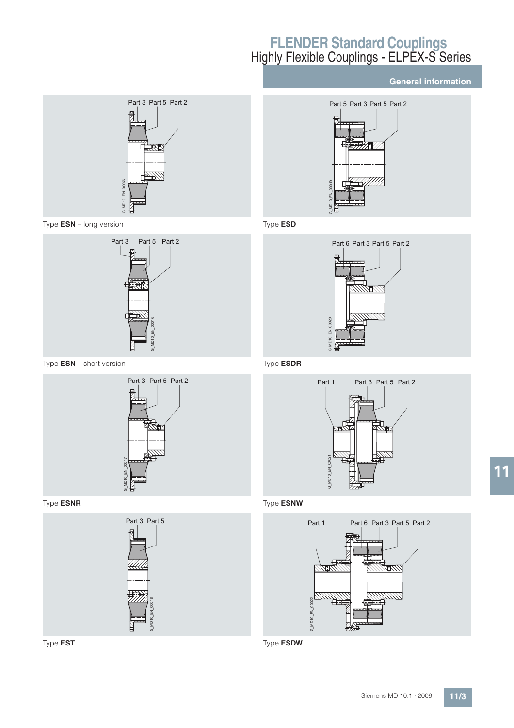Part 3 Part 5 Part 2

G_MD10_EN_00056

Type **ESN** – long version

Part 5 Part 3 Part 5 Part 2

G_MD10_EN_00019

Type **ESD**

Part 3 Part 5 Part 2

G_MD10_EN_00016

Type **ESN** – short version

Part 6 Part 3 Part 5 Part 2

G_MD10_EN_00020

Type **ESDR**

Part 3 Part 5 Part 2

G_MD10_EN_00017

Type **ESNR**

Part 1 Part 3 Part 5 Part 2

G_MD10_EN_00021

Type **ESNW**

Part 3 Part 5

G_MD10_EN_00018

Type **EST**

Part 1 Part 6 Part 3 Part 5 Part 2

G_MD10_EN_00022

Type **ESDW**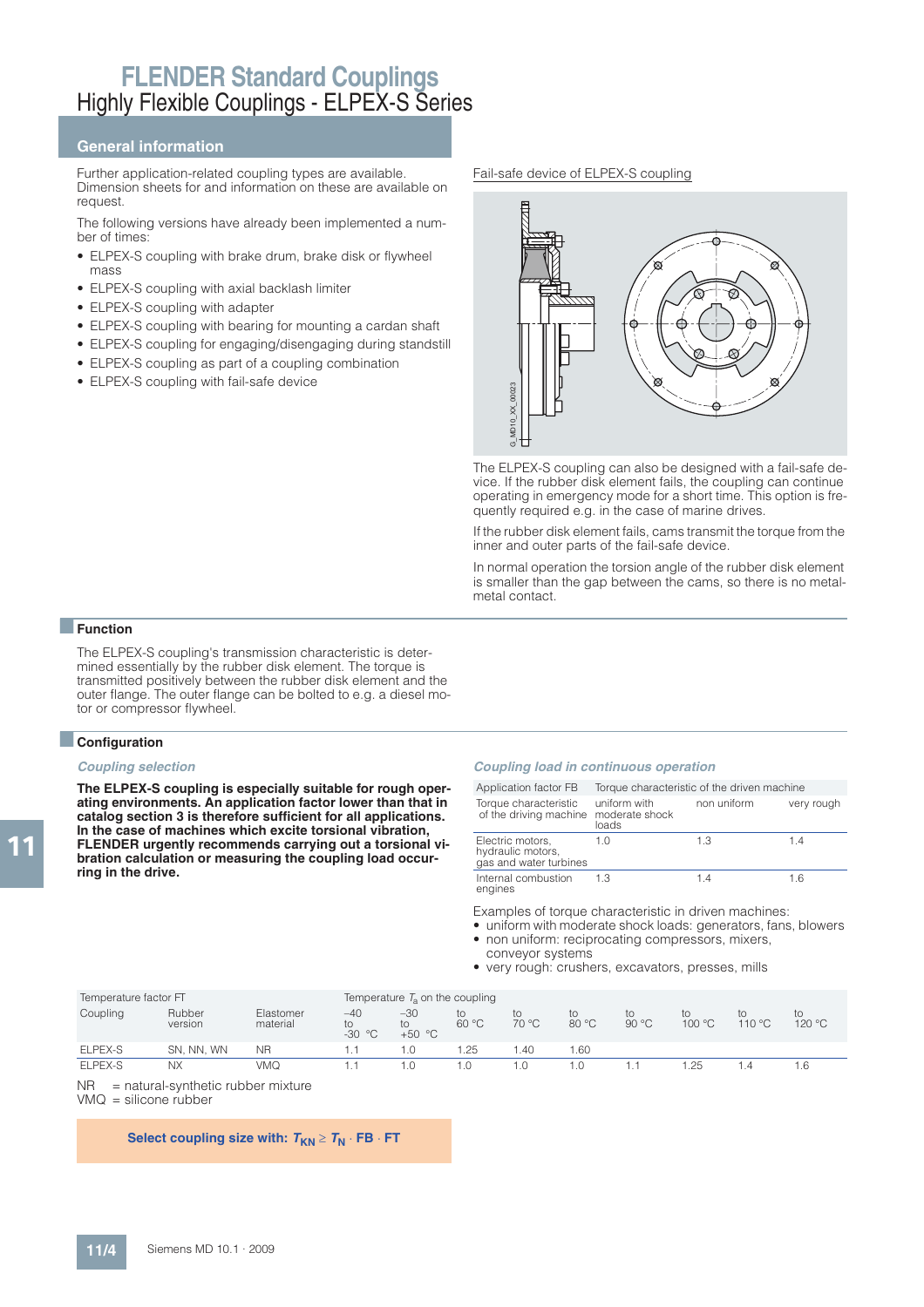# FLENDER Standard Couplings
## Highly Flexible Couplings - ELPEX-S Series

## General information

Further application-related coupling types are available. Dimension sheets for and information on these are available on request.

The following versions have already been implemented a number of times:

- ELPEX-S coupling with brake drum, brake disk or flywheel mass
- ELPEX-S coupling with axial backlash limiter
- ELPEX-S coupling with adapter
- ELPEX-S coupling with bearing for mounting a cardan shaft
- ELPEX-S coupling for engaging/disengaging during standstill
- ELPEX-S coupling as part of a coupling combination
- ELPEX-S coupling with fail-safe device

Fail-safe device of ELPEX-S coupling

G_MD10_XX_00023

The ELPEX-S coupling can also be designed with a fail-safe device. If the rubber disk element fails, the coupling can continue operating in emergency mode for a short time. This option is frequently required e.g. in the case of marine drives.

If the rubber disk element fails, cams transmit the torque from the inner and outer parts of the fail-safe device.

In normal operation the torsion angle of the rubber disk element is smaller than the gap between the cams, so there is no metal-metal contact.

### Function

The ELPEX-S coupling's transmission characteristic is determined essentially by the rubber disk element. The torque is transmitted positively between the rubber disk element and the outer flange. The outer flange can be bolted to e.g. a diesel motor or compressor flywheel.

### Configuration

*Coupling selection*

**The ELPEX-S coupling is especially suitable for rough operating environments. An application factor lower than that in catalog section 3 is therefore sufficient for all applications. In the case of machines which excite torsional vibration, FLENDER urgently recommends carrying out a torsional vibration calculation or measuring the coupling load occurring in the drive.**

*Coupling load in continuous operation*

| Application factor FB | Torque characteristic of the driven machine | | |
|---|---|---|---|
| Torque characteristic of the driving machine | uniform with moderate shock loads | non uniform | very rough |
| Electric motors, hydraulic motors, gas and water turbines | 1.0 | 1.3 | 1.4 |
| Internal combustion engines | 1.3 | 1.4 | 1.6 |

Examples of torque characteristic in driven machines:
- uniform with moderate shock loads: generators, fans, blowers
- non uniform: reciprocating compressors, mixers, conveyor systems
- very rough: crushers, excavators, presses, mills

| Temperature factor FT | | | Temperature $T_a$ on the coupling | | | | | | | | |
|---|---|---|---|---|---|---|---|---|---|---|---|
| Coupling | Rubber version | Elastomer material | −40 to -30 °C | −30 to +50 °C | to 60 °C | to 70 °C | to 80 °C | to 90 °C | to 100 °C | to 110 °C | to 120 °C |
| ELPEX-S | SN, NN, WN | NR | 1.1 | 1.0 | 1.25 | 1.40 | 1.60 | | | | |
| ELPEX-S | NX | VMQ | 1.1 | 1.0 | 1.0 | 1.0 | 1.0 | 1.1 | 1.25 | 1.4 | 1.6 |

NR = natural-synthetic rubber mixture
VMQ = silicone rubber

**Select coupling size with: $T_{KN} \geq T_N \cdot FB \cdot FT$**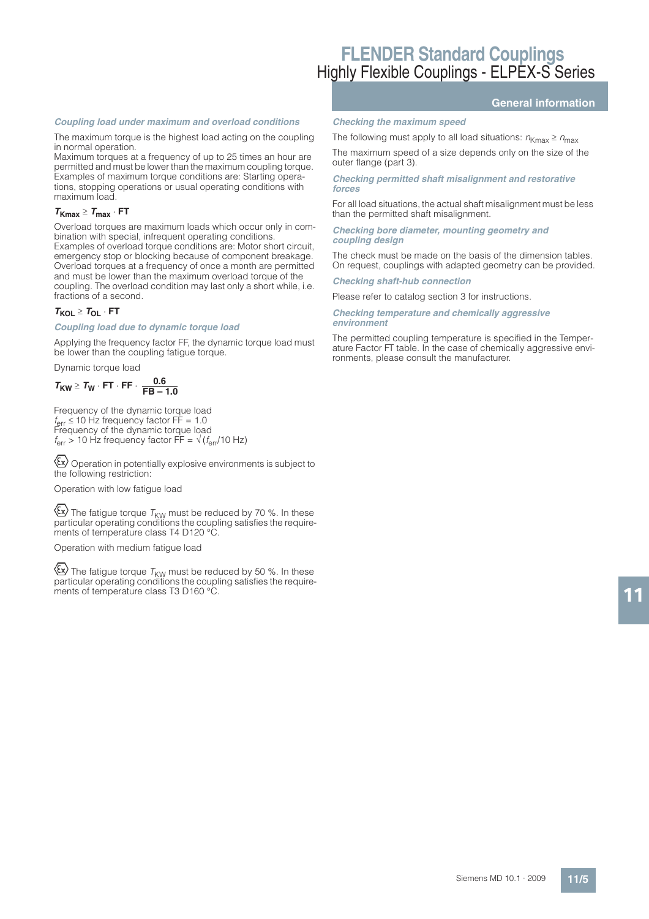# FLENDER Standard Couplings

## Highly Flexible Couplings - ELPEX-S Series

### General information

#### Coupling load under maximum and overload conditions

The maximum torque is the highest load acting on the coupling in normal operation.
Maximum torques at a frequency of up to 25 times an hour are permitted and must be lower than the maximum coupling torque. Examples of maximum torque conditions are: Starting operations, stopping operations or usual operating conditions with maximum load.

$$T_{Kmax} \geq T_{max} \cdot FT$$

Overload torques are maximum loads which occur only in combination with special, infrequent operating conditions.
Examples of overload torque conditions are: Motor short circuit, emergency stop or blocking because of component breakage. Overload torques at a frequency of once a month are permitted and must be lower than the maximum overload torque of the coupling. The overload condition may last only a short while, i.e. fractions of a second.

$$T_{KOL} \geq T_{OL} \cdot FT$$

#### Coupling load due to dynamic torque load

Applying the frequency factor FF, the dynamic torque load must be lower than the coupling fatigue torque.

Dynamic torque load

$$T_{KW} \geq T_W \cdot FT \cdot FF \cdot \frac{0.6}{FB - 1.0}$$

Frequency of the dynamic torque load
$f_{err} \leq 10$ Hz frequency factor FF = 1.0
Frequency of the dynamic torque load
$f_{err} > 10$ Hz frequency factor FF = $\sqrt{(f_{err}/10\ \text{Hz})}$

(Ex) Operation in potentially explosive environments is subject to the following restriction:

Operation with low fatigue load

(Ex) The fatigue torque $T_{KW}$ must be reduced by 70 %. In these particular operating conditions the coupling satisfies the requirements of temperature class T4 D120 °C.

Operation with medium fatigue load

(Ex) The fatigue torque $T_{KW}$ must be reduced by 50 %. In these particular operating conditions the coupling satisfies the requirements of temperature class T3 D160 °C.

#### Checking the maximum speed

The following must apply to all load situations: $n_{Kmax} \geq n_{max}$

The maximum speed of a size depends only on the size of the outer flange (part 3).

#### Checking permitted shaft misalignment and restorative forces

For all load situations, the actual shaft misalignment must be less than the permitted shaft misalignment.

#### Checking bore diameter, mounting geometry and coupling design

The check must be made on the basis of the dimension tables. On request, couplings with adapted geometry can be provided.

#### Checking shaft-hub connection

Please refer to catalog section 3 for instructions.

#### Checking temperature and chemically aggressive environment

The permitted coupling temperature is specified in the Temperature Factor FT table. In the case of chemically aggressive environments, please consult the manufacturer.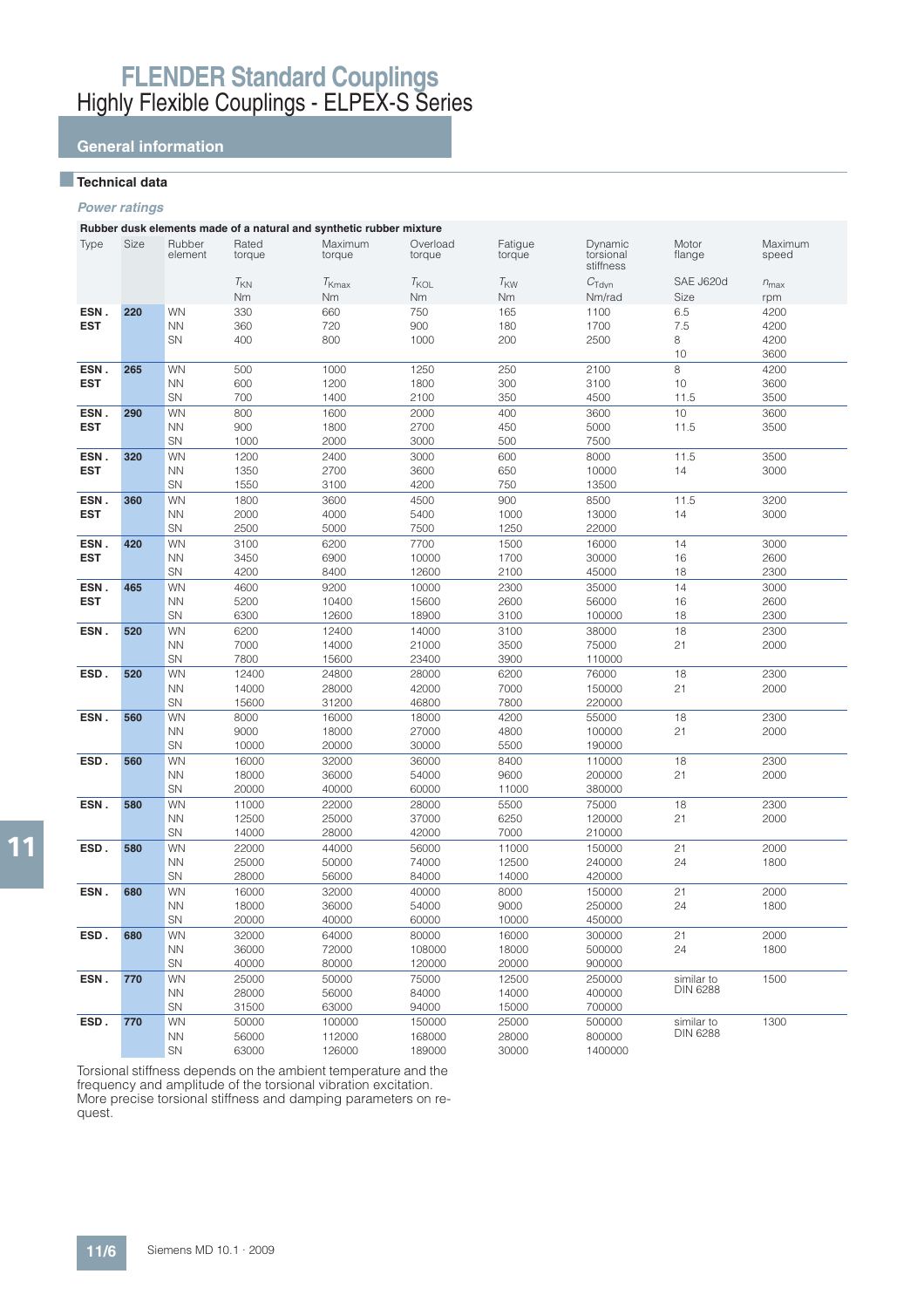# FLENDER Standard Couplings

## Highly Flexible Couplings - ELPEX-S Series

### General information

#### Technical data

*Power ratings*

**Rubber dusk elements made of a natural and synthetic rubber mixture**

| Type | Size | Rubber element | Rated torque | Maximum torque | Overload torque | Fatigue torque | Dynamic torsional stiffness | Motor flange | Maximum speed |
|---|---|---|---|---|---|---|---|---|---|
| | | | $T_{KN}$ | $T_{Kmax}$ | $T_{KOL}$ | $T_{KW}$ | $C_{Tdyn}$ | SAE J620d | $n_{max}$ |
| | | | Nm | Nm | Nm | Nm | Nm/rad | Size | rpm |
| **ESN . EST** | **220** | WN | 330 | 660 | 750 | 165 | 1100 | 6.5 | 4200 |
| | | NN | 360 | 720 | 900 | 180 | 1700 | 7.5 | 4200 |
| | | SN | 400 | 800 | 1000 | 200 | 2500 | 8 | 4200 |
| | | | | | | | | 10 | 3600 |
| **ESN . EST** | **265** | WN | 500 | 1000 | 1250 | 250 | 2100 | 8 | 4200 |
| | | NN | 600 | 1200 | 1800 | 300 | 3100 | 10 | 3600 |
| | | SN | 700 | 1400 | 2100 | 350 | 4500 | 11.5 | 3500 |
| **ESN . EST** | **290** | WN | 800 | 1600 | 2000 | 400 | 3600 | 10 | 3600 |
| | | NN | 900 | 1800 | 2700 | 450 | 5000 | 11.5 | 3500 |
| | | SN | 1000 | 2000 | 3000 | 500 | 7500 | | |
| **ESN . EST** | **320** | WN | 1200 | 2400 | 3000 | 600 | 8000 | 11.5 | 3500 |
| | | NN | 1350 | 2700 | 3600 | 650 | 10000 | 14 | 3000 |
| | | SN | 1550 | 3100 | 4200 | 750 | 13500 | | |
| **ESN . EST** | **360** | WN | 1800 | 3600 | 4500 | 900 | 8500 | 11.5 | 3200 |
| | | NN | 2000 | 4000 | 5400 | 1000 | 13000 | 14 | 3000 |
| | | SN | 2500 | 5000 | 7500 | 1250 | 22000 | | |
| **ESN . EST** | **420** | WN | 3100 | 6200 | 7700 | 1500 | 16000 | 14 | 3000 |
| | | NN | 3450 | 6900 | 10000 | 1700 | 30000 | 16 | 2600 |
| | | SN | 4200 | 8400 | 12600 | 2100 | 45000 | 18 | 2300 |
| **ESN . EST** | **465** | WN | 4600 | 9200 | 10000 | 2300 | 35000 | 14 | 3000 |
| | | NN | 5200 | 10400 | 15600 | 2600 | 56000 | 16 | 2600 |
| | | SN | 6300 | 12600 | 18900 | 3100 | 100000 | 18 | 2300 |
| **ESN .** | **520** | WN | 6200 | 12400 | 14000 | 3100 | 38000 | 18 | 2300 |
| | | NN | 7000 | 14000 | 21000 | 3500 | 75000 | 21 | 2000 |
| | | SN | 7800 | 15600 | 23400 | 3900 | 110000 | | |
| **ESD .** | **520** | WN | 12400 | 24800 | 28000 | 6200 | 76000 | 18 | 2300 |
| | | NN | 14000 | 28000 | 42000 | 7000 | 150000 | 21 | 2000 |
| | | SN | 15600 | 31200 | 46800 | 7800 | 220000 | | |
| **ESN .** | **560** | WN | 8000 | 16000 | 18000 | 4200 | 55000 | 18 | 2300 |
| | | NN | 9000 | 18000 | 27000 | 4800 | 100000 | 21 | 2000 |
| | | SN | 10000 | 20000 | 30000 | 5500 | 190000 | | |
| **ESD .** | **560** | WN | 16000 | 32000 | 36000 | 8400 | 110000 | 18 | 2300 |
| | | NN | 18000 | 36000 | 54000 | 9600 | 200000 | 21 | 2000 |
| | | SN | 20000 | 40000 | 60000 | 11000 | 380000 | | |
| **ESN .** | **580** | WN | 11000 | 22000 | 28000 | 5500 | 75000 | 18 | 2300 |
| | | NN | 12500 | 25000 | 37000 | 6250 | 120000 | 21 | 2000 |
| | | SN | 14000 | 28000 | 42000 | 7000 | 210000 | | |
| **ESD .** | **580** | WN | 22000 | 44000 | 56000 | 11000 | 150000 | 21 | 2000 |
| | | NN | 25000 | 50000 | 74000 | 12500 | 240000 | 24 | 1800 |
| | | SN | 28000 | 56000 | 84000 | 14000 | 420000 | | |
| **ESN .** | **680** | WN | 16000 | 32000 | 40000 | 8000 | 150000 | 21 | 2000 |
| | | NN | 18000 | 36000 | 54000 | 9000 | 250000 | 24 | 1800 |
| | | SN | 20000 | 40000 | 60000 | 10000 | 450000 | | |
| **ESD .** | **680** | WN | 32000 | 64000 | 80000 | 16000 | 300000 | 21 | 2000 |
| | | NN | 36000 | 72000 | 108000 | 18000 | 500000 | 24 | 1800 |
| | | SN | 40000 | 80000 | 120000 | 20000 | 900000 | | |
| **ESN .** | **770** | WN | 25000 | 50000 | 75000 | 12500 | 250000 | similar to DIN 6288 | 1500 |
| | | NN | 28000 | 56000 | 84000 | 14000 | 400000 | | |
| | | SN | 31500 | 63000 | 94000 | 15000 | 700000 | | |
| **ESD .** | **770** | WN | 50000 | 100000 | 150000 | 25000 | 500000 | similar to DIN 6288 | 1300 |
| | | NN | 56000 | 112000 | 168000 | 28000 | 800000 | | |
| | | SN | 63000 | 126000 | 189000 | 30000 | 1400000 | | |

Torsional stiffness depends on the ambient temperature and the frequency and amplitude of the torsional vibration excitation. More precise torsional stiffness and damping parameters on request.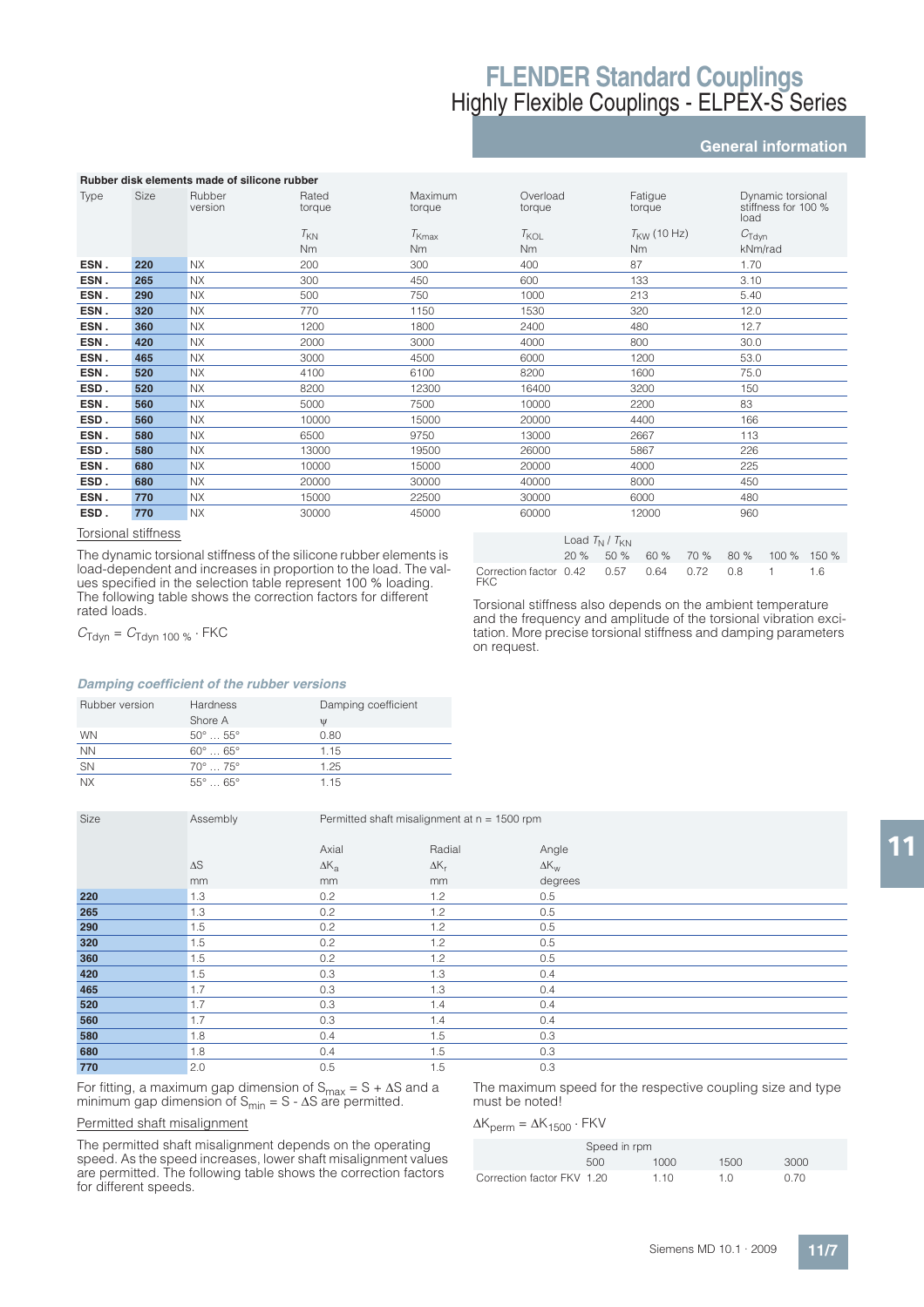# FLENDER Standard Couplings

## Highly Flexible Couplings - ELPEX-S Series

### General information

**Rubber disk elements made of silicone rubber**

| Type | Size | Rubber version | Rated torque | Maximum torque | Overload torque | Fatigue torque | Dynamic torsional stiffness for 100 % load |
|---|---|---|---|---|---|---|---|
| | | | $T_{KN}$ | $T_{Kmax}$ | $T_{KOL}$ | $T_{KW}$ (10 Hz) | $C_{Tdyn}$ |
| | | | Nm | Nm | Nm | Nm | kNm/rad |
| **ESN .** | **220** | NX | 200 | 300 | 400 | 87 | 1.70 |
| **ESN .** | **265** | NX | 300 | 450 | 600 | 133 | 3.10 |
| **ESN .** | **290** | NX | 500 | 750 | 1000 | 213 | 5.40 |
| **ESN .** | **320** | NX | 770 | 1150 | 1530 | 320 | 12.0 |
| **ESN .** | **360** | NX | 1200 | 1800 | 2400 | 480 | 12.7 |
| **ESN .** | **420** | NX | 2000 | 3000 | 4000 | 800 | 30.0 |
| **ESN .** | **465** | NX | 3000 | 4500 | 6000 | 1200 | 53.0 |
| **ESN .** | **520** | NX | 4100 | 6100 | 8200 | 1600 | 75.0 |
| **ESD .** | **520** | NX | 8200 | 12300 | 16400 | 3200 | 150 |
| **ESN .** | **560** | NX | 5000 | 7500 | 10000 | 2200 | 83 |
| **ESD .** | **560** | NX | 10000 | 15000 | 20000 | 4400 | 166 |
| **ESN .** | **580** | NX | 6500 | 9750 | 13000 | 2667 | 113 |
| **ESD .** | **580** | NX | 13000 | 19500 | 26000 | 5867 | 226 |
| **ESN .** | **680** | NX | 10000 | 15000 | 20000 | 4000 | 225 |
| **ESD .** | **680** | NX | 20000 | 30000 | 40000 | 8000 | 450 |
| **ESN .** | **770** | NX | 15000 | 22500 | 30000 | 6000 | 480 |
| **ESD .** | **770** | NX | 30000 | 45000 | 60000 | 12000 | 960 |

Torsional stiffness

The dynamic torsional stiffness of the silicone rubber elements is load-dependent and increases in proportion to the load. The values specified in the selection table represent 100 % loading. The following table shows the correction factors for different rated loads.

$C_{Tdyn} = C_{Tdyn\ 100\ \%} \cdot \mathrm{FKC}$

| | Load $T_N$ / $T_{KN}$ | | | | | | |
|---|---|---|---|---|---|---|---|
| | 20 % | 50 % | 60 % | 70 % | 80 % | 100 % | 150 % |
| Correction factor FKC | 0.42 | 0.57 | 0.64 | 0.72 | 0.8 | 1 | 1.6 |

Torsional stiffness also depends on the ambient temperature and the frequency and amplitude of the torsional vibration excitation. More precise torsional stiffness and damping parameters on request.

### *Damping coefficient of the rubber versions*

| Rubber version | Hardness | Damping coefficient |
|---|---|---|
| | Shore A | ψ |
| WN | 50° … 55° | 0.80 |
| NN | 60° … 65° | 1.15 |
| SN | 70° … 75° | 1.25 |
| NX | 55° … 65° | 1.15 |

| Size | Assembly | Permitted shaft misalignment at n = 1500 rpm | | |
|---|---|---|---|---|
| | | Axial | Radial | Angle |
| | ΔS | $\Delta K_a$ | $\Delta K_r$ | $\Delta K_w$ |
| | mm | mm | mm | degrees |
| **220** | 1.3 | 0.2 | 1.2 | 0.5 |
| **265** | 1.3 | 0.2 | 1.2 | 0.5 |
| **290** | 1.5 | 0.2 | 1.2 | 0.5 |
| **320** | 1.5 | 0.2 | 1.2 | 0.5 |
| **360** | 1.5 | 0.2 | 1.2 | 0.5 |
| **420** | 1.5 | 0.3 | 1.3 | 0.4 |
| **465** | 1.7 | 0.3 | 1.3 | 0.4 |
| **520** | 1.7 | 0.3 | 1.4 | 0.4 |
| **560** | 1.7 | 0.3 | 1.4 | 0.4 |
| **580** | 1.8 | 0.4 | 1.5 | 0.3 |
| **680** | 1.8 | 0.4 | 1.5 | 0.3 |
| **770** | 2.0 | 0.5 | 1.5 | 0.3 |

For fitting, a maximum gap dimension of $S_{max} = S + \Delta S$ and a minimum gap dimension of $S_{min} = S - \Delta S$ are permitted.

Permitted shaft misalignment

The permitted shaft misalignment depends on the operating speed. As the speed increases, lower shaft misalignment values are permitted. The following table shows the correction factors for different speeds.

The maximum speed for the respective coupling size and type must be noted!

$\Delta K_{perm} = \Delta K_{1500} \cdot \mathrm{FKV}$

| | Speed in rpm | | | |
|---|---|---|---|---|
| | 500 | 1000 | 1500 | 3000 |
| Correction factor FKV | 1.20 | 1.10 | 1.0 | 0.70 |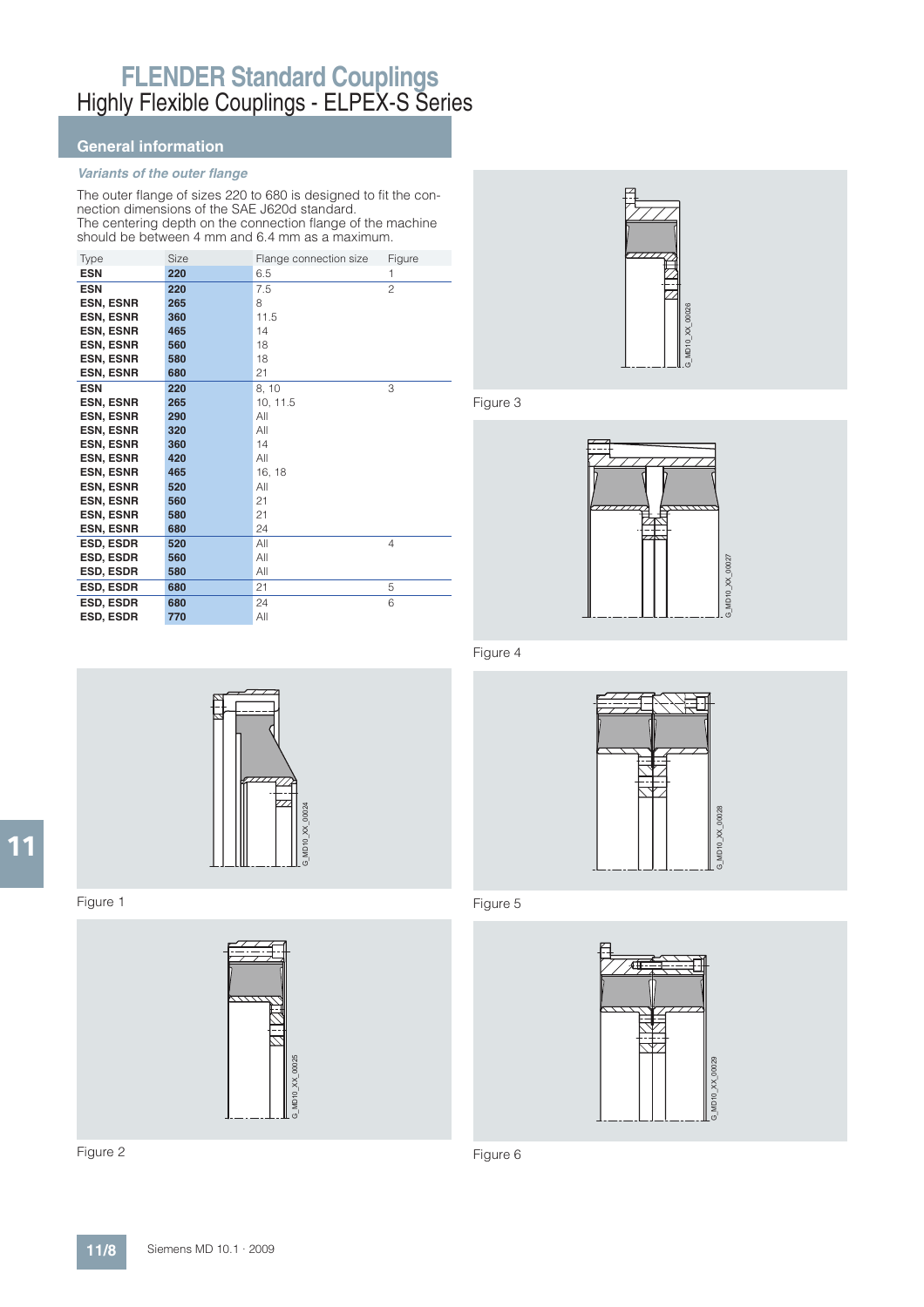# FLENDER Standard Couplings

## Highly Flexible Couplings - ELPEX-S Series

### General information

*Variants of the outer flange*

The outer flange of sizes 220 to 680 is designed to fit the connection dimensions of the SAE J620d standard.
The centering depth on the connection flange of the machine should be between 4 mm and 6.4 mm as a maximum.

| Type | Size | Flange connection size | Figure |
|---|---|---|---|
| **ESN** | **220** | 6.5 | 1 |
| **ESN** | **220** | 7.5 | 2 |
| **ESN, ESNR** | **265** | 8 | |
| **ESN, ESNR** | **360** | 11.5 | |
| **ESN, ESNR** | **465** | 14 | |
| **ESN, ESNR** | **560** | 18 | |
| **ESN, ESNR** | **580** | 18 | |
| **ESN, ESNR** | **680** | 21 | |
| **ESN** | **220** | 8, 10 | 3 |
| **ESN, ESNR** | **265** | 10, 11.5 | |
| **ESN, ESNR** | **290** | All | |
| **ESN, ESNR** | **320** | All | |
| **ESN, ESNR** | **360** | 14 | |
| **ESN, ESNR** | **420** | All | |
| **ESN, ESNR** | **465** | 16, 18 | |
| **ESN, ESNR** | **520** | All | |
| **ESN, ESNR** | **560** | 21 | |
| **ESN, ESNR** | **580** | 21 | |
| **ESN, ESNR** | **680** | 24 | |
| **ESD, ESDR** | **520** | All | 4 |
| **ESD, ESDR** | **560** | All | |
| **ESD, ESDR** | **580** | All | |
| **ESD, ESDR** | **680** | 21 | 5 |
| **ESD, ESDR** | **680** | 24 | 6 |
| **ESD, ESDR** | **770** | All | |

Figure 1

Figure 2

Figure 3

Figure 4

Figure 5

Figure 6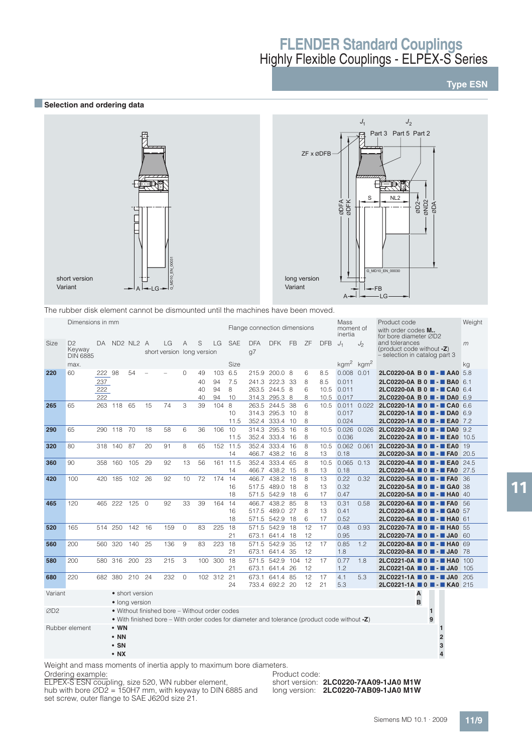# FLENDER Standard Couplings

## Highly Flexible Couplings - ELPEX-S Series

**Type ESN**

### Selection and ordering data

short version
Variant

A LG

long version
Variant

Part 3 Part 5 Part 2

$J_1$ $J_2$

ZF x ØDFB

ØDFA ØDFK S NL2 ØD2 ØND2 ØDA

A FB LG

The rubber disk element cannot be dismounted until the machines have been moved.

| Size | D2 Keyway DIN 6885 max. | DA | ND2 | NL2 | A short version | LG short version | A long version | S long version | LG long version | SAE Size | DFA g7 | DFK | FB | ZF | DFB | $J_1$ kgm² | $J_2$ kgm² | Product code with order codes M.. for bore diameter ØD2 and tolerances (product code without -Z) – selection in catalog part 3 | Weight m kg |
|---|---|---|---|---|---|---|---|---|---|---|---|---|---|---|---|---|---|---|---|
| **220** | 60 | 222 | 98 | 54 | – | – | 0 | 49 | 103 | 6.5 | 215.9 | 200.0 | 8 | 6 | 8.5 | 0.008 | 0.01 | **2LC0220-0A B 0 ■-■ AA0** | 5.8 |
| | | 237 | | | | | | 40 | 94 | 7.5 | 241.3 | 222.3 | 33 | 8 | 8.5 | 0.011 | | **2LC0220-0A B 0 ■-■ BA0** | 6.1 |
| | | 222 | | | | | | 40 | 94 | 8 | 263.5 | 244.5 | 8 | 6 | 10.5 | 0.011 | | **2LC0220-0A B 0 ■-■ CA0** | 6.4 |
| | | 222 | | | | | | 40 | 94 | 10 | 314.3 | 295.3 | 8 | 8 | 10.5 | 0.017 | | **2LC0220-0A B 0 ■-■ DA0** | 6.9 |
| **265** | 65 | 263 | 118 | 65 | 15 | 74 | 3 | 39 | 104 | 8 | 263.5 | 244.5 | 38 | 6 | 10.5 | 0.011 | 0.022 | **2LC0220-1A ■ 0 ■-■ CA0** | 6.6 |
| | | | | | | | | | | 10 | 314.3 | 295.3 | 10 | 8 | | 0.017 | | **2LC0220-1A ■ 0 ■-■ DA0** | 6.9 |
| | | | | | | | | | | 11.5 | 352.4 | 333.4 | 10 | 8 | | 0.024 | | **2LC0220-1A ■ 0 ■-■ EA0** | 7.2 |
| **290** | 65 | 290 | 118 | 70 | 18 | 58 | 6 | 36 | 106 | 10 | 314.3 | 295.3 | 16 | 8 | 10.5 | 0.026 | 0.026 | **2LC0220-2A ■ 0 ■-■ DA0** | 9.2 |
| | | | | | | | | | | 11.5 | 352.4 | 333.4 | 16 | 8 | | 0.036 | | **2LC0220-2A ■ 0 ■-■ EA0** | 10.5 |
| **320** | 80 | 318 | 140 | 87 | 20 | 91 | 8 | 65 | 152 | 11.5 | 352.4 | 333.4 | 16 | 8 | 10.5 | 0.062 | 0.061 | **2LC0220-3A ■ 0 ■-■ EA0** | 19 |
| | | | | | | | | | | 14 | 466.7 | 438.2 | 16 | 8 | 13 | 0.18 | | **2LC0220-3A ■ 0 ■-■ FA0** | 20.5 |
| **360** | 90 | 358 | 160 | 105 | 29 | 92 | 13 | 56 | 161 | 11.5 | 352.4 | 333.4 | 65 | 8 | 10.5 | 0.065 | 0.13 | **2LC0220-4A ■ 0 ■-■ EA0** | 24.5 |
| | | | | | | | | | | 14 | 466.7 | 438.2 | 15 | 8 | 13 | 0.18 | | **2LC0220-4A ■ 0 ■-■ FA0** | 27.5 |
| **420** | 100 | 420 | 185 | 102 | 26 | 92 | 10 | 72 | 174 | 14 | 466.7 | 438.2 | 18 | 8 | 13 | 0.22 | 0.32 | **2LC0220-5A ■ 0 ■-■ FA0** | 36 |
| | | | | | | | | | | 16 | 517.5 | 489.0 | 18 | 8 | 13 | 0.32 | | **2LC0220-5A ■ 0 ■-■ GA0** | 38 |
| | | | | | | | | | | 18 | 571.5 | 542.9 | 18 | 6 | 17 | 0.47 | | **2LC0220-5A ■ 0 ■-■ HA0** | 40 |
| **465** | 120 | 465 | 222 | 125 | 0 | 92 | 33 | 39 | 164 | 14 | 466.7 | 438.2 | 85 | 8 | 13 | 0.31 | 0.58 | **2LC0220-6A ■ 0 ■-■ FA0** | 56 |
| | | | | | | | | | | 16 | 517.5 | 489.0 | 27 | 8 | 13 | 0.41 | | **2LC0220-6A ■ 0 ■-■ GA0** | 57 |
| | | | | | | | | | | 18 | 571.5 | 542.9 | 18 | 6 | 17 | 0.52 | | **2LC0220-6A ■ 0 ■-■ HA0** | 61 |
| **520** | 165 | 514 | 250 | 142 | 16 | 159 | 0 | 83 | 225 | 18 | 571.5 | 542.9 | 18 | 12 | 17 | 0.48 | 0.93 | **2LC0220-7A ■ 0 ■-■ HA0** | 55 |
| | | | | | | | | | | 21 | 673.1 | 641.4 | 18 | 12 | | 0.95 | | **2LC0220-7A ■ 0 ■-■ JA0** | 60 |
| **560** | 200 | 560 | 320 | 140 | 25 | 136 | 9 | 83 | 223 | 18 | 571.5 | 542.9 | 35 | 12 | 17 | 0.85 | 1.2 | **2LC0220-8A ■ 0 ■-■ HA0** | 69 |
| | | | | | | | | | | 21 | 673.1 | 641.4 | 35 | 12 | | 1.8 | | **2LC0220-8A ■ 0 ■-■ JA0** | 78 |
| **580** | 200 | 580 | 316 | 200 | 23 | 215 | 3 | 100 | 300 | 18 | 571.5 | 542.9 | 104 | 12 | 17 | 0.77 | 1.8 | **2LC0221-0A ■ 0 ■-■ HA0** | 100 |
| | | | | | | | | | | 21 | 673.1 | 641.4 | 26 | 12 | | 1.2 | | **2LC0221-0A ■ 0 ■-■ JA0** | 105 |
| **680** | 220 | 682 | 380 | 210 | 24 | 232 | 0 | 102 | 312 | 21 | 673.1 | 641.4 | 85 | 12 | 17 | 4.1 | 5.3 | **2LC0221-1A ■ 0 ■-■ JA0** | 205 |
| | | | | | | | | | | 24 | 733.4 | 692.2 | 20 | 12 | 21 | 5.3 | | **2LC0221-1A ■ 0 ■-■ KA0** | 215 |

| Option | | Code |
|---|---|---|
| Variant | • short version | A |
| | • long version | B |
| ØD2 | • Without finished bore – Without order codes | 1 |
| | • With finished bore – With order codes for diameter and tolerance (product code without **-Z**) | 9 |
| Rubber element | • **WN** | 1 |
| | • **NN** | 2 |
| | • **SN** | 3 |
| | • **NX** | 4 |

Weight and mass moments of inertia apply to maximum bore diameters.

Ordering example:
ELPEX-S ESN coupling, size 520, WN rubber element, hub with bore ØD2 = 150H7 mm, with keyway to DIN 6885 and set screw, outer flange to SAE J620d size 21.

Product code:
short version: **2LC0220-7AA09-1JA0 M1W**
long version: **2LC0220-7AB09-1JA0 M1W**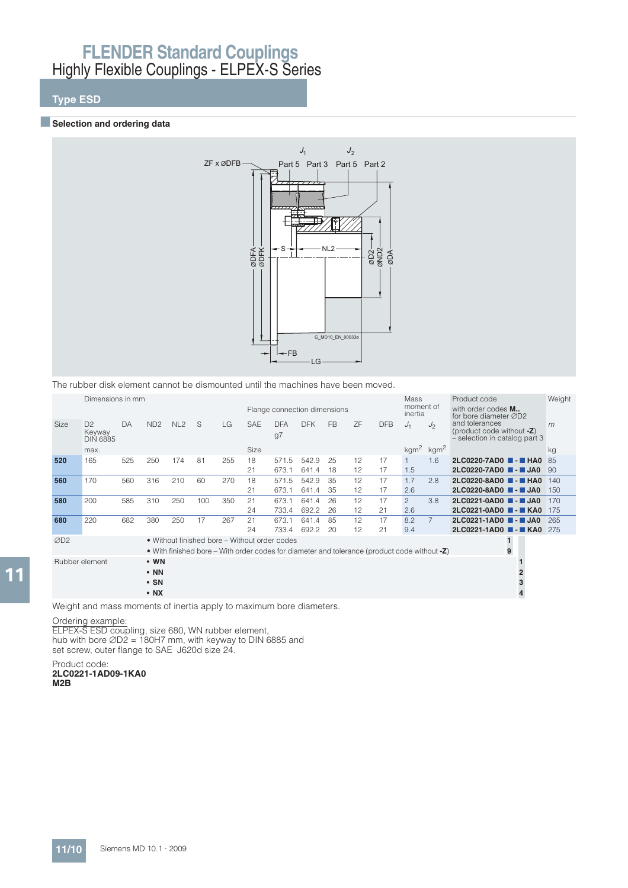# FLENDER Standard Couplings
## Highly Flexible Couplings - ELPEX-S Series

### Type ESD

#### Selection and ordering data

ZF x ØDFB
$J_1$ $J_2$
Part 5 Part 3 Part 5 Part 2
ØDFA ØDFK S NL2 ØD2 ØND2 ØDA
FB LG
G_MD10_EN_00033a

The rubber disk element cannot be dismounted until the machines have been moved.

| Size | Dimensions in mm | | | | | | Flange connection dimensions | | | | | | Mass moment of inertia | | Product code with order codes **M..** for bore diameter ØD2 and tolerances (product code without **-Z**) – selection in catalog part 3 | Weight |
|---|---|---|---|---|---|---|---|---|---|---|---|---|---|---|---|---|
| | D2 Keyway DIN 6885 | DA | ND2 | NL2 | S | LG | SAE | DFA g7 | DFK | FB | ZF | DFB | $J_1$ | $J_2$ | | m |
| | max. | | | | | | Size | | | | | | kgm² | kgm² | | kg |
| **520** | 165 | 525 | 250 | 174 | 81 | 255 | 18 | 571.5 | 542.9 | 25 | 12 | 17 | 1 | 1.6 | **2LC0220-7AD0 ■ - ■ HA0** | 85 |
| | | | | | | | 21 | 673.1 | 641.4 | 18 | 12 | 17 | 1.5 | | **2LC0220-7AD0 ■ - ■ JA0** | 90 |
| **560** | 170 | 560 | 316 | 210 | 60 | 270 | 18 | 571.5 | 542.9 | 35 | 12 | 17 | 1.7 | 2.8 | **2LC0220-8AD0 ■ - ■ HA0** | 140 |
| | | | | | | | 21 | 673.1 | 641.4 | 35 | 12 | 17 | 2.6 | | **2LC0220-8AD0 ■ - ■ JA0** | 150 |
| **580** | 200 | 585 | 310 | 250 | 100 | 350 | 21 | 673.1 | 641.4 | 26 | 12 | 17 | 2 | 3.8 | **2LC0221-0AD0 ■ - ■ JA0** | 170 |
| | | | | | | | 24 | 733.4 | 692.2 | 26 | 12 | 21 | 2.6 | | **2LC0221-0AD0 ■ - ■ KA0** | 175 |
| **680** | 220 | 682 | 380 | 250 | 17 | 267 | 21 | 673.1 | 641.4 | 85 | 12 | 17 | 8.2 | 7 | **2LC0221-1AD0 ■ - ■ JA0** | 265 |
| | | | | | | | 24 | 733.4 | 692.2 | 20 | 12 | 21 | 9.4 | | **2LC0221-1AD0 ■ - ■ KA0** | 275 |
| ØD2 | • Without finished bore – Without order codes | | | | | | | | | | | | | | **1** | |
| | • With finished bore – With order codes for diameter and tolerance (product code without **-Z**) | | | | | | | | | | | | | | **9** | |
| Rubber element | • **WN** | | | | | | | | | | | | | | **1** | |
| | • **NN** | | | | | | | | | | | | | | **2** | |
| | • **SN** | | | | | | | | | | | | | | **3** | |
| | • **NX** | | | | | | | | | | | | | | **4** | |

Weight and mass moments of inertia apply to maximum bore diameters.

Ordering example:
ELPEX-S ESD coupling, size 680, WN rubber element,
hub with bore ØD2 = 180H7 mm, with keyway to DIN 6885 and
set screw, outer flange to SAE J620d size 24.

Product code:
**2LC0221-1AD09-1KA0**
**M2B**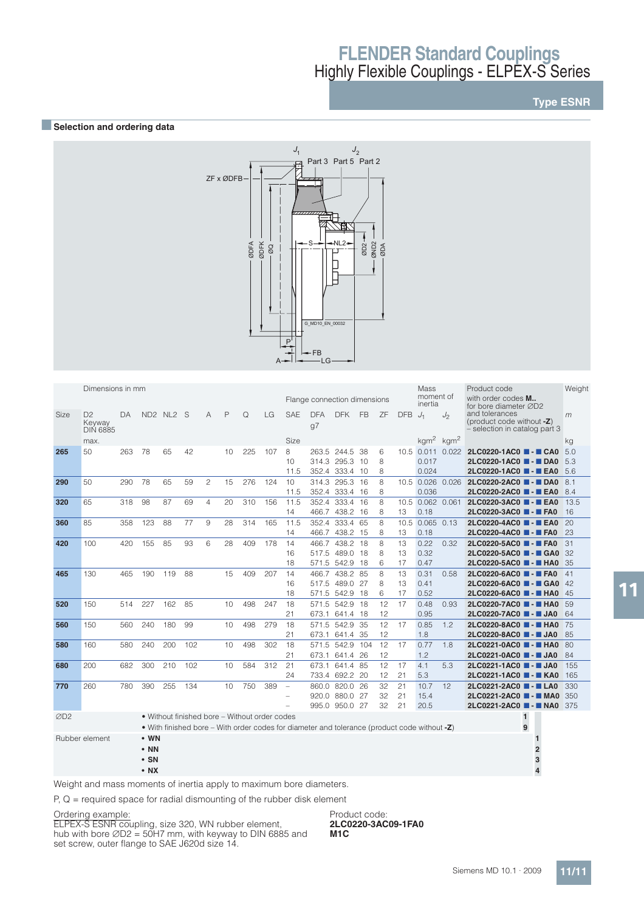## Selection and ordering data

J1 J2
Part 3 Part 5 Part 2
ZF x ØDFB
ØDFA ØDFK ØQ
S NL2
ØD2 ØND2 ØDA
G_MD10_EN_00032
P
A FB
LG

| Size | D2 Keyway DIN 6885 max. | DA | ND2 | NL2 | S | A | P | Q | LG | SAE Size | DFA g7 | DFK | FB | ZF | DFB | $J_1$ kgm² | $J_2$ kgm² | Product code with order codes **M..** for bore diameter ØD2 and tolerances (product code without **-Z**) – selection in catalog part 3 | Weight *m* kg |
|---|---|---|---|---|---|---|---|---|---|---|---|---|---|---|---|---|---|---|---|
| **265** | 50 | 263 | 78 | 65 | 42 | | 10 | 225 | 107 | 8 | 263.5 | 244.5 | 38 | 6 | 10.5 | 0.011 | 0.022 | **2LC0220-1AC0 ■ - ■ CA0** | 5.0 |
| | | | | | | | | | | 10 | 314.3 | 295.3 | 10 | 8 | | 0.017 | | **2LC0220-1AC0 ■ - ■ DA0** | 5.3 |
| | | | | | | | | | | 11.5 | 352.4 | 333.4 | 10 | 8 | | 0.024 | | **2LC0220-1AC0 ■ - ■ EA0** | 5.6 |
| **290** | 50 | 290 | 78 | 65 | 59 | 2 | 15 | 276 | 124 | 10 | 314.3 | 295.3 | 16 | 8 | 10.5 | 0.026 | 0.026 | **2LC0220-2AC0 ■ - ■ DA0** | 8.1 |
| | | | | | | | | | | 11.5 | 352.4 | 333.4 | 16 | 8 | | 0.036 | | **2LC0220-2AC0 ■ - ■ EA0** | 8.4 |
| **320** | 65 | 318 | 98 | 87 | 69 | 4 | 20 | 310 | 156 | 11.5 | 352.4 | 333.4 | 16 | 8 | 10.5 | 0.062 | 0.061 | **2LC0220-3AC0 ■ - ■ EA0** | 13.5 |
| | | | | | | | | | | 14 | 466.7 | 438.2 | 16 | 8 | 13 | 0.18 | | **2LC0220-3AC0 ■ - ■ FA0** | 16 |
| **360** | 85 | 358 | 123 | 88 | 77 | 9 | 28 | 314 | 165 | 11.5 | 352.4 | 333.4 | 65 | 8 | 10.5 | 0.065 | 0.13 | **2LC0220-4AC0 ■ - ■ EA0** | 20 |
| | | | | | | | | | | 14 | 466.7 | 438.2 | 15 | 8 | 13 | 0.18 | | **2LC0220-4AC0 ■ - ■ FA0** | 23 |
| **420** | 100 | 420 | 155 | 85 | 93 | 6 | 28 | 409 | 178 | 14 | 466.7 | 438.2 | 18 | 8 | 13 | 0.22 | 0.32 | **2LC0220-5AC0 ■ - ■ FA0** | 31 |
| | | | | | | | | | | 16 | 517.5 | 489.0 | 18 | 8 | 13 | 0.32 | | **2LC0220-5AC0 ■ - ■ GA0** | 32 |
| | | | | | | | | | | 18 | 571.5 | 542.9 | 18 | 6 | 17 | 0.47 | | **2LC0220-5AC0 ■ - ■ HA0** | 35 |
| **465** | 130 | 465 | 190 | 119 | 88 | | 15 | 409 | 207 | 14 | 466.7 | 438.2 | 85 | 8 | 13 | 0.31 | 0.58 | **2LC0220-6AC0 ■ - ■ FA0** | 41 |
| | | | | | | | | | | 16 | 517.5 | 489.0 | 27 | 8 | 13 | 0.41 | | **2LC0220-6AC0 ■ - ■ GA0** | 42 |
| | | | | | | | | | | 18 | 571.5 | 542.9 | 18 | 6 | 17 | 0.52 | | **2LC0220-6AC0 ■ - ■ HA0** | 45 |
| **520** | 150 | 514 | 227 | 162 | 85 | | 10 | 498 | 247 | 18 | 571.5 | 542.9 | 18 | 12 | 17 | 0.48 | 0.93 | **2LC0220-7AC0 ■ - ■ HA0** | 59 |
| | | | | | | | | | | 21 | 673.1 | 641.4 | 18 | 12 | | 0.95 | | **2LC0220-7AC0 ■ - ■ JA0** | 64 |
| **560** | 150 | 560 | 240 | 180 | 99 | | 10 | 498 | 279 | 18 | 571.5 | 542.9 | 35 | 12 | 17 | 0.85 | 1.2 | **2LC0220-8AC0 ■ - ■ HA0** | 75 |
| | | | | | | | | | | 21 | 673.1 | 641.4 | 35 | 12 | | 1.8 | | **2LC0220-8AC0 ■ - ■ JA0** | 85 |
| **580** | 160 | 580 | 240 | 200 | 102 | | 10 | 498 | 302 | 18 | 571.5 | 542.9 | 104 | 12 | 17 | 0.77 | 1.8 | **2LC0221-0AC0 ■ - ■ HA0** | 80 |
| | | | | | | | | | | 21 | 673.1 | 641.4 | 26 | 12 | | 1.2 | | **2LC0221-0AC0 ■ - ■ JA0** | 84 |
| **680** | 200 | 682 | 300 | 210 | 102 | | 10 | 584 | 312 | 21 | 673.1 | 641.4 | 85 | 12 | 17 | 4.1 | 5.3 | **2LC0221-1AC0 ■ - ■ JA0** | 155 |
| | | | | | | | | | | 24 | 733.4 | 692.2 | 20 | 12 | 21 | 5.3 | | **2LC0221-1AC0 ■ - ■ KA0** | 165 |
| **770** | 260 | 780 | 390 | 255 | 134 | | 10 | 750 | 389 | – | 860.0 | 820.0 | 26 | 32 | 21 | 10.7 | 12 | **2LC0221-2AC0 ■ - ■ LA0** | 330 |
| | | | | | | | | | | – | 920.0 | 880.0 | 27 | 32 | 21 | 15.4 | | **2LC0221-2AC0 ■ - ■ MA0** | 350 |
| | | | | | | | | | | – | 995.0 | 950.0 | 27 | 32 | 21 | 20.5 | | **2LC0221-2AC0 ■ - ■ NA0** | 375 |

ØD2
- Without finished bore – Without order codes — **1**
- With finished bore – With order codes for diameter and tolerance (product code without **-Z**) — **9**

Rubber element
- **WN** — **1**
- **NN** — **2**
- **SN** — **3**
- **NX** — **4**

Weight and mass moments of inertia apply to maximum bore diameters.

P, Q = required space for radial dismounting of the rubber disk element

Ordering example:
ELPEX-S ESNR coupling, size 320, WN rubber element, hub with bore ØD2 = 50H7 mm, with keyway to DIN 6885 and set screw, outer flange to SAE J620d size 14.

Product code:
**2LC0220-3AC09-1FA0**
**M1C**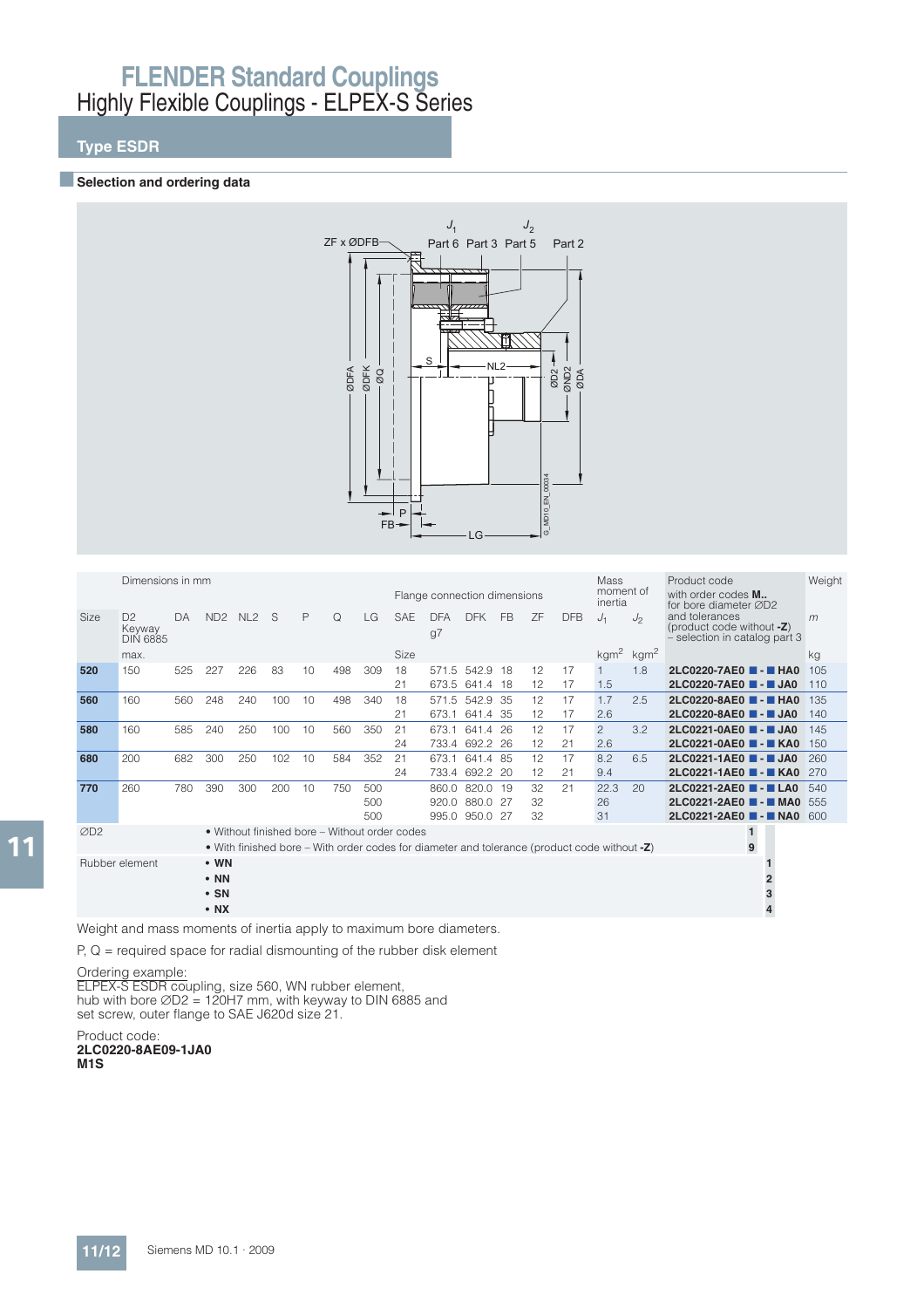# FLENDER Standard Couplings

## Highly Flexible Couplings - ELPEX-S Series

### Type ESDR

#### Selection and ordering data

ZF x ØDFB
$J_1$
$J_2$
Part 6
Part 3
Part 5
Part 2
S
NL2
ØDFA
ØDFK
ØQ
ØD2
ØND2
ØDA
P
FB
LG
G_MD10_EN_00034

| Size | Dimensions in mm D2 Keyway DIN 6885 | DA | ND2 | NL2 | S | P | Q | LG | Flange connection dimensions SAE | DFA g7 | DFK | FB | ZF | DFB | Mass moment of inertia $J_1$ | $J_2$ | Product code with order codes M.. for bore diameter ØD2 and tolerances (product code without -Z) – selection in catalog part 3 | Weight m |
|---|---|---|---|---|---|---|---|---|---|---|---|---|---|---|---|---|---|---|
| | max. | | | | | | | | Size | | | | | | kgm² | kgm² | | kg |
| **520** | 150 | 525 | 227 | 226 | 83 | 10 | 498 | 309 | 18 | 571.5 | 542.9 | 18 | 12 | 17 | 1 | 1.8 | **2LC0220-7AE0 ■ - ■ HA0** | 105 |
| | | | | | | | | | 21 | 673.5 | 641.4 | 18 | 12 | 17 | 1.5 | | **2LC0220-7AE0 ■ - ■ JA0** | 110 |
| **560** | 160 | 560 | 248 | 240 | 100 | 10 | 498 | 340 | 18 | 571.5 | 542.9 | 35 | 12 | 17 | 1.7 | 2.5 | **2LC0220-8AE0 ■ - ■ HA0** | 135 |
| | | | | | | | | | 21 | 673.1 | 641.4 | 35 | 12 | 17 | 2.6 | | **2LC0220-8AE0 ■ - ■ JA0** | 140 |
| **580** | 160 | 585 | 240 | 250 | 100 | 10 | 560 | 350 | 21 | 673.1 | 641.4 | 26 | 12 | 17 | 2 | 3.2 | **2LC0221-0AE0 ■ - ■ JA0** | 145 |
| | | | | | | | | | 24 | 733.4 | 692.2 | 26 | 12 | 21 | 2.6 | | **2LC0221-0AE0 ■ - ■ KA0** | 150 |
| **680** | 200 | 682 | 300 | 250 | 102 | 10 | 584 | 352 | 21 | 673.1 | 641.4 | 85 | 12 | 17 | 8.2 | 6.5 | **2LC0221-1AE0 ■ - ■ JA0** | 260 |
| | | | | | | | | | 24 | 733.4 | 692.2 | 20 | 12 | 21 | 9.4 | | **2LC0221-1AE0 ■ - ■ KA0** | 270 |
| **770** | 260 | 780 | 390 | 300 | 200 | 10 | 750 | 500 | | 860.0 | 820.0 | 19 | 32 | 21 | 22.3 | 20 | **2LC0221-2AE0 ■ - ■ LA0** | 540 |
| | | | | | | | | 500 | | 920.0 | 880.0 | 27 | 32 | | 26 | | **2LC0221-2AE0 ■ - ■ MA0** | 555 |
| | | | | | | | | 500 | | 995.0 | 950.0 | 27 | 32 | | 31 | | **2LC0221-2AE0 ■ - ■ NA0** | 600 |

| | | | |
|---|---|---|---|
| ØD2 | • Without finished bore – Without order codes | 1 | |
| | • With finished bore – With order codes for diameter and tolerance (product code without **-Z**) | 9 | |
| Rubber element | • **WN** | | 1 |
| | • **NN** | | 2 |
| | • **SN** | | 3 |
| | • **NX** | | 4 |

Weight and mass moments of inertia apply to maximum bore diameters.

P, Q = required space for radial dismounting of the rubber disk element

Ordering example:
ELPEX-S ESDR coupling, size 560, WN rubber element,
hub with bore ∅D2 = 120H7 mm, with keyway to DIN 6885 and
set screw, outer flange to SAE J620d size 21.

Product code:
**2LC0220-8AE09-1JA0**
**M1S**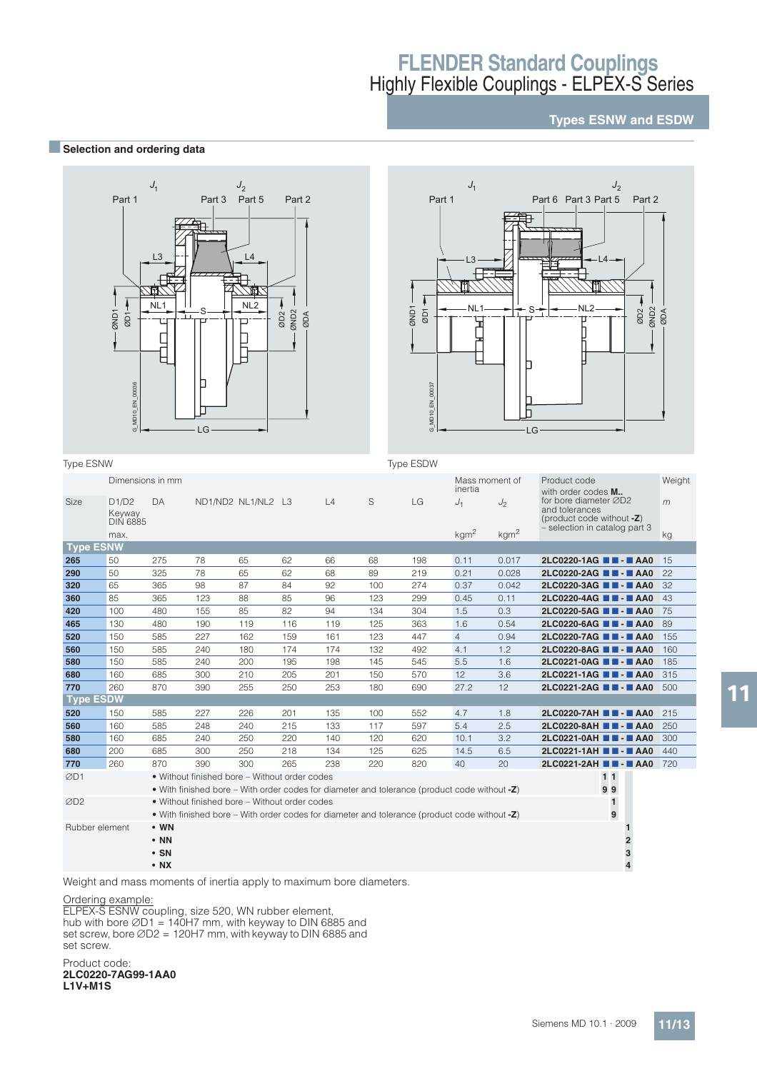# FLENDER Standard Couplings
## Highly Flexible Couplings - ELPEX-S Series

**Types ESNW and ESDW**

## Selection and ordering data

Type ESNW

Type ESDW

| Size | Dimensions in mm D1/D2 Keyway DIN 6885 max. | DA | ND1/ND2 | NL1/NL2 | L3 | L4 | S | LG | Mass moment of inertia $J_1$ kgm² | $J_2$ kgm² | Product code with order codes M.. for bore diameter ∅D2 and tolerances (product code without -Z) – selection in catalog part 3 | Weight m kg |
|---|---|---|---|---|---|---|---|---|---|---|---|---|
| **Type ESNW** | | | | | | | | | | | | |
| **265** | 50 | 275 | 78 | 65 | 62 | 66 | 68 | 198 | 0.11 | 0.017 | **2LC0220-1AG ■■-■ AA0** | 15 |
| **290** | 50 | 325 | 78 | 65 | 62 | 68 | 89 | 219 | 0.21 | 0.028 | **2LC0220-2AG ■■-■ AA0** | 22 |
| **320** | 65 | 365 | 98 | 87 | 84 | 92 | 100 | 274 | 0.37 | 0.042 | **2LC0220-3AG ■■-■ AA0** | 32 |
| **360** | 85 | 365 | 123 | 88 | 85 | 96 | 123 | 299 | 0.45 | 0.11 | **2LC0220-4AG ■■-■ AA0** | 43 |
| **420** | 100 | 480 | 155 | 85 | 82 | 94 | 134 | 304 | 1.5 | 0.3 | **2LC0220-5AG ■■-■ AA0** | 75 |
| **465** | 130 | 480 | 190 | 119 | 116 | 119 | 125 | 363 | 1.6 | 0.54 | **2LC0220-6AG ■■-■ AA0** | 89 |
| **520** | 150 | 585 | 227 | 162 | 159 | 161 | 123 | 447 | 4 | 0.94 | **2LC0220-7AG ■■-■ AA0** | 155 |
| **560** | 150 | 585 | 240 | 180 | 174 | 174 | 132 | 492 | 4.1 | 1.2 | **2LC0220-8AG ■■-■ AA0** | 160 |
| **580** | 150 | 585 | 240 | 200 | 195 | 198 | 145 | 545 | 5.5 | 1.6 | **2LC0220-0AG ■■-■ AA0** | 185 |
| **680** | 160 | 685 | 300 | 210 | 205 | 201 | 150 | 570 | 12 | 3.6 | **2LC0221-1AG ■■-■ AA0** | 315 |
| **770** | 260 | 870 | 390 | 255 | 250 | 253 | 180 | 690 | 27.2 | 12 | **2LC0221-2AG ■■-■ AA0** | 500 |
| **Type ESDW** | | | | | | | | | | | | |
| **520** | 150 | 585 | 227 | 226 | 201 | 135 | 100 | 552 | 4.7 | 1.8 | **2LC0220-7AH ■■-■ AA0** | 215 |
| **560** | 160 | 585 | 248 | 240 | 215 | 133 | 117 | 597 | 5.4 | 2.5 | **2LC0220-8AH ■■-■ AA0** | 250 |
| **580** | 160 | 685 | 240 | 250 | 220 | 140 | 120 | 620 | 10.1 | 3.2 | **2LC0221-0AH ■■-■ AA0** | 300 |
| **680** | 200 | 685 | 300 | 250 | 218 | 134 | 125 | 625 | 14.5 | 6.5 | **2LC0221-1AH ■■-■ AA0** | 440 |
| **770** | 260 | 870 | 390 | 300 | 265 | 238 | 220 | 820 | 40 | 20 | **2LC0221-2AH ■■-■ AA0** | 720 |

| Option | | Code |
|---|---|---|
| ∅D1 | • Without finished bore – Without order codes | 1 1 |
| | • With finished bore – With order codes for diameter and tolerance (product code without **-Z**) | 9 9 |
| ∅D2 | • Without finished bore – Without order codes | 1 |
| | • With finished bore – With order codes for diameter and tolerance (product code without **-Z**) | 9 |
| Rubber element | • **WN** | 1 |
| | • **NN** | 2 |
| | • **SN** | 3 |
| | • **NX** | 4 |

Weight and mass moments of inertia apply to maximum bore diameters.

Ordering example:
ELPEX-S ESNW coupling, size 520, WN rubber element, hub with bore ∅D1 = 140H7 mm, with keyway to DIN 6885 and set screw, bore ∅D2 = 120H7 mm, with keyway to DIN 6885 and set screw.

Product code:
**2LC0220-7AG99-1AA0**
**L1V+M1S**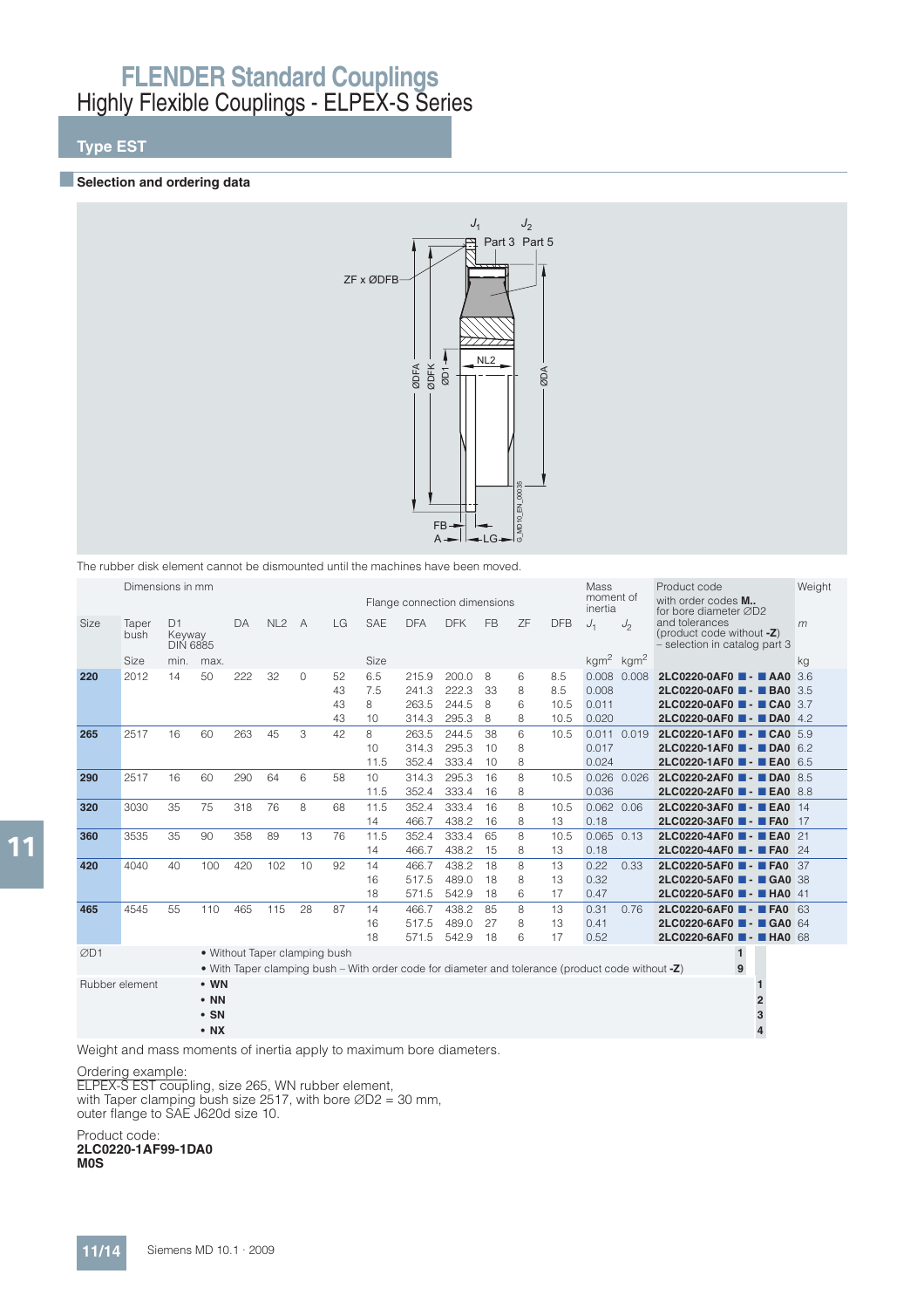# FLENDER Standard Couplings

## Highly Flexible Couplings - ELPEX-S Series

### Type EST

#### Selection and ordering data

$J_1$ $J_2$
Part 3 Part 5
ZF x ØDFB
ØDFA ØDFK ØD1 NL2 ØDA
FB A LG
G_MD10_EN_00035

The rubber disk element cannot be dismounted until the machines have been moved.

| Size | Dimensions in mm | | | | | | | Flange connection dimensions | | | | | | Mass moment of inertia | | Product code with order codes M.. for bore diameter ØD2 and tolerances (product code without -Z) – selection in catalog part 3 | Weight |
|---|---|---|---|---|---|---|---|---|---|---|---|---|---|---|---|---|---|
| | Taper bush | D1 Keyway DIN 6885 | | DA | NL2 | A | LG | SAE | DFA | DFK | FB | ZF | DFB | $J_1$ | $J_2$ | | m |
| | Size | min. | max. | | | | | Size | | | | | | $kgm^2$ | $kgm^2$ | | kg |
| **220** | 2012 | 14 | 50 | 222 | 32 | 0 | 52 | 6.5 | 215.9 | 200.0 | 8 | 6 | 8.5 | 0.008 | 0.008 | **2LC0220-0AF0 ■ - ■ AA0** | 3.6 |
| | | | | | | | 43 | 7.5 | 241.3 | 222.3 | 33 | 8 | 8.5 | 0.008 | | **2LC0220-0AF0 ■ - ■ BA0** | 3.5 |
| | | | | | | | 43 | 8 | 263.5 | 244.5 | 8 | 6 | 10.5 | 0.011 | | **2LC0220-0AF0 ■ - ■ CA0** | 3.7 |
| | | | | | | | 43 | 10 | 314.3 | 295.3 | 8 | 8 | 10.5 | 0.020 | | **2LC0220-0AF0 ■ - ■ DA0** | 4.2 |
| **265** | 2517 | 16 | 60 | 263 | 45 | 3 | 42 | 8 | 263.5 | 244.5 | 38 | 6 | 10.5 | 0.011 | 0.019 | **2LC0220-1AF0 ■ - ■ CA0** | 5.9 |
| | | | | | | | | 10 | 314.3 | 295.3 | 10 | 8 | | 0.017 | | **2LC0220-1AF0 ■ - ■ DA0** | 6.2 |
| | | | | | | | | 11.5 | 352.4 | 333.4 | 10 | 8 | | 0.024 | | **2LC0220-1AF0 ■ - ■ EA0** | 6.5 |
| **290** | 2517 | 16 | 60 | 290 | 64 | 6 | 58 | 10 | 314.3 | 295.3 | 16 | 8 | 10.5 | 0.026 | 0.026 | **2LC0220-2AF0 ■ - ■ DA0** | 8.5 |
| | | | | | | | | 11.5 | 352.4 | 333.4 | 16 | 8 | | 0.036 | | **2LC0220-2AF0 ■ - ■ EA0** | 8.8 |
| **320** | 3030 | 35 | 75 | 318 | 76 | 8 | 68 | 11.5 | 352.4 | 333.4 | 16 | 8 | 10.5 | 0.062 | 0.06 | **2LC0220-3AF0 ■ - ■ EA0** | 14 |
| | | | | | | | | 14 | 466.7 | 438.2 | 16 | 8 | 13 | 0.18 | | **2LC0220-3AF0 ■ - ■ FA0** | 17 |
| **360** | 3535 | 35 | 90 | 358 | 89 | 13 | 76 | 11.5 | 352.4 | 333.4 | 65 | 8 | 10.5 | 0.065 | 0.13 | **2LC0220-4AF0 ■ - ■ EA0** | 21 |
| | | | | | | | | 14 | 466.7 | 438.2 | 15 | 8 | 13 | 0.18 | | **2LC0220-4AF0 ■ - ■ FA0** | 24 |
| **420** | 4040 | 40 | 100 | 420 | 102 | 10 | 92 | 14 | 466.7 | 438.2 | 18 | 8 | 13 | 0.22 | 0.33 | **2LC0220-5AF0 ■ - ■ FA0** | 37 |
| | | | | | | | | 16 | 517.5 | 489.0 | 18 | 8 | 13 | 0.32 | | **2LC0220-5AF0 ■ - ■ GA0** | 38 |
| | | | | | | | | 18 | 571.5 | 542.9 | 18 | 6 | 17 | 0.47 | | **2LC0220-5AF0 ■ - ■ HA0** | 41 |
| **465** | 4545 | 55 | 110 | 465 | 115 | 28 | 87 | 14 | 466.7 | 438.2 | 85 | 8 | 13 | 0.31 | 0.76 | **2LC0220-6AF0 ■ - ■ FA0** | 63 |
| | | | | | | | | 16 | 517.5 | 489.0 | 27 | 8 | 13 | 0.41 | | **2LC0220-6AF0 ■ - ■ GA0** | 64 |
| | | | | | | | | 18 | 571.5 | 542.9 | 18 | 6 | 17 | 0.52 | | **2LC0220-6AF0 ■ - ■ HA0** | 68 |

| | | |
|---|---|---|
| ØD1 | • Without Taper clamping bush | **1** |
| | • With Taper clamping bush – With order code for diameter and tolerance (product code without **-Z**) | **9** |
| Rubber element | • **WN** | **1** |
| | • **NN** | **2** |
| | • **SN** | **3** |
| | • **NX** | **4** |

Weight and mass moments of inertia apply to maximum bore diameters.

Ordering example:
ELPEX-S EST coupling, size 265, WN rubber element,
with Taper clamping bush size 2517, with bore ØD2 = 30 mm,
outer flange to SAE J620d size 10.

Product code:
**2LC0220-1AF99-1DA0**
**M0S**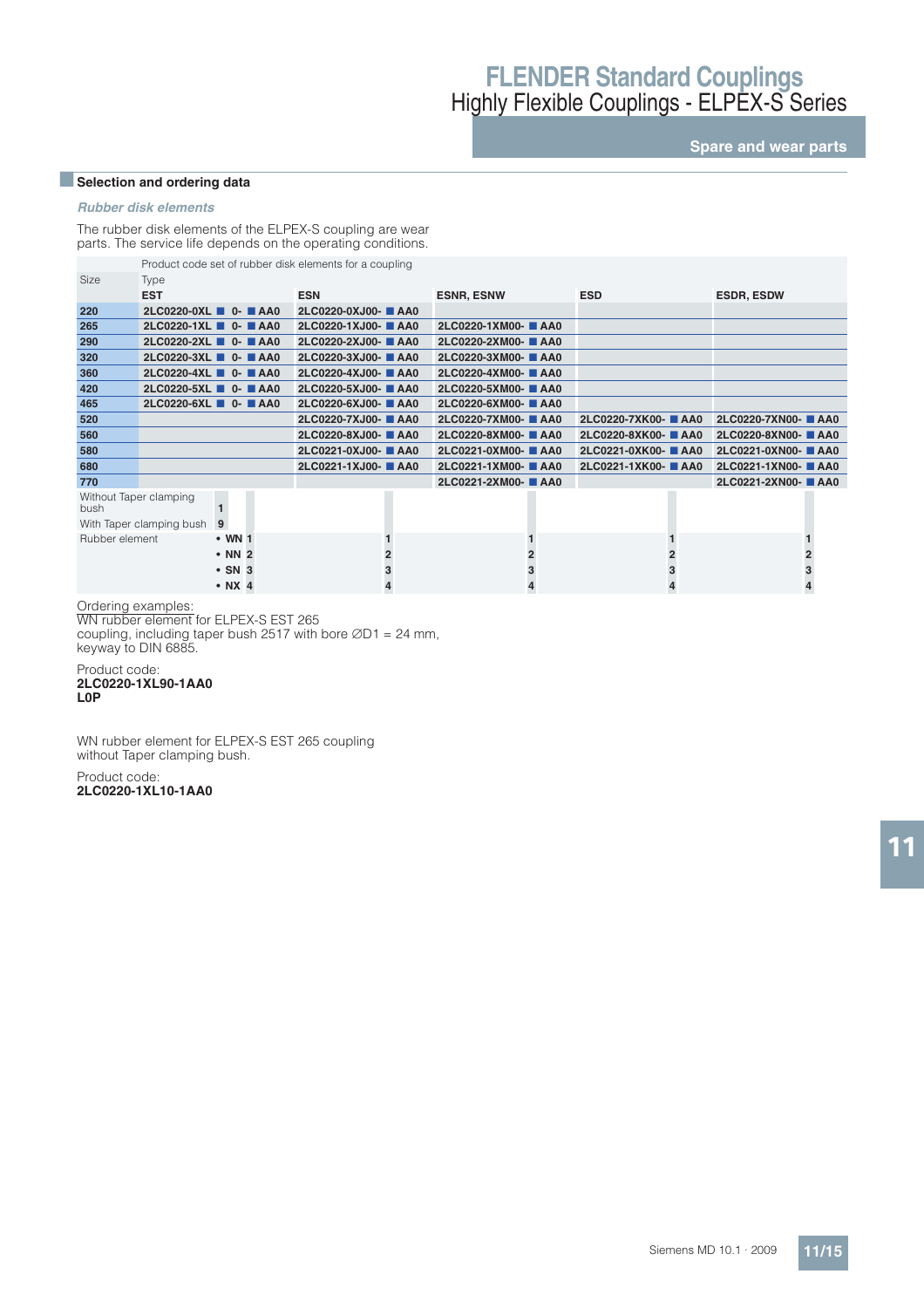## Selection and ordering data

### *Rubber disk elements*

The rubber disk elements of the ELPEX-S coupling are wear parts. The service life depends on the operating conditions.

| Size | Product code set of rubber disk elements for a coupling | | | | |
|---|---|---|---|---|---|
| | Type | | | | |
| | EST | ESN | ESNR, ESNW | ESD | ESDR, ESDW |
| 220 | 2LC0220-0XL ■ 0- ■ AA0 | 2LC0220-0XJ00- ■ AA0 | | | |
| 265 | 2LC0220-1XL ■ 0- ■ AA0 | 2LC0220-1XJ00- ■ AA0 | 2LC0220-1XM00- ■ AA0 | | |
| 290 | 2LC0220-2XL ■ 0- ■ AA0 | 2LC0220-2XJ00- ■ AA0 | 2LC0220-2XM00- ■ AA0 | | |
| 320 | 2LC0220-3XL ■ 0- ■ AA0 | 2LC0220-3XJ00- ■ AA0 | 2LC0220-3XM00- ■ AA0 | | |
| 360 | 2LC0220-4XL ■ 0- ■ AA0 | 2LC0220-4XJ00- ■ AA0 | 2LC0220-4XM00- ■ AA0 | | |
| 420 | 2LC0220-5XL ■ 0- ■ AA0 | 2LC0220-5XJ00- ■ AA0 | 2LC0220-5XM00- ■ AA0 | | |
| 465 | 2LC0220-6XL ■ 0- ■ AA0 | 2LC0220-6XJ00- ■ AA0 | 2LC0220-6XM00- ■ AA0 | | |
| 520 | | 2LC0220-7XJ00- ■ AA0 | 2LC0220-7XM00- ■ AA0 | 2LC0220-7XK00- ■ AA0 | 2LC0220-7XN00- ■ AA0 |
| 560 | | 2LC0220-8XJ00- ■ AA0 | 2LC0220-8XM00- ■ AA0 | 2LC0220-8XK00- ■ AA0 | 2LC0220-8XN00- ■ AA0 |
| 580 | | 2LC0221-0XJ00- ■ AA0 | 2LC0221-0XM00- ■ AA0 | 2LC0221-0XK00- ■ AA0 | 2LC0221-0XN00- ■ AA0 |
| 680 | | 2LC0221-1XJ00- ■ AA0 | 2LC0221-1XM00- ■ AA0 | 2LC0221-1XK00- ■ AA0 | 2LC0221-1XN00- ■ AA0 |
| 770 | | | 2LC0221-2XM00- ■ AA0 | | 2LC0221-2XN00- ■ AA0 |
| Without Taper clamping bush | 1 | | | | |
| With Taper clamping bush | 9 | | | | |
| Rubber element • WN | 1 | 1 | 1 | 1 | 1 |
| • NN | 2 | 2 | 2 | 2 | 2 |
| • SN | 3 | 3 | 3 | 3 | 3 |
| • NX | 4 | 4 | 4 | 4 | 4 |

Ordering examples:
WN rubber element for ELPEX-S EST 265 coupling, including taper bush 2517 with bore ∅D1 = 24 mm, keyway to DIN 6885.

Product code:
**2LC0220-1XL90-1AA0**
**L0P**

WN rubber element for ELPEX-S EST 265 coupling without Taper clamping bush.

Product code:
**2LC0220-1XL10-1AA0**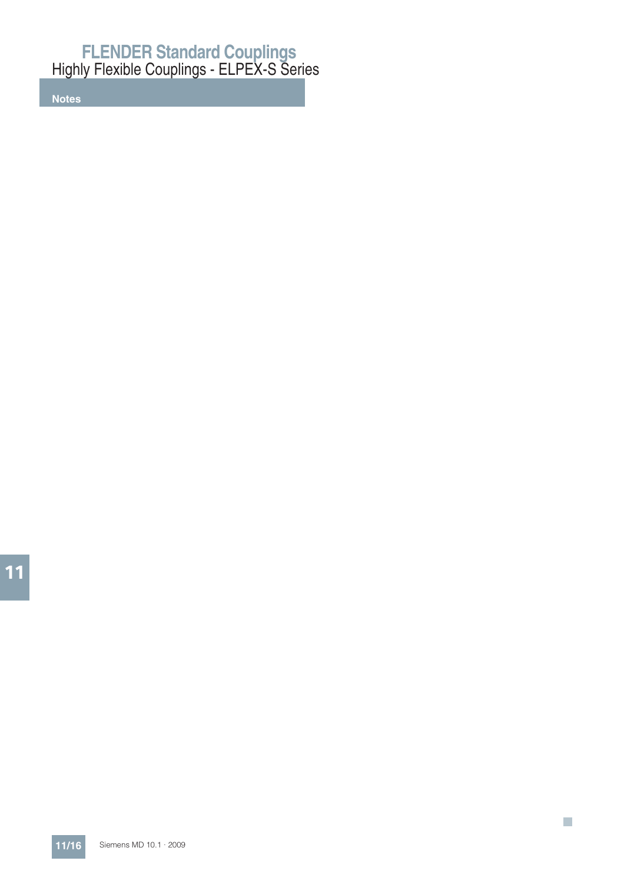## Notes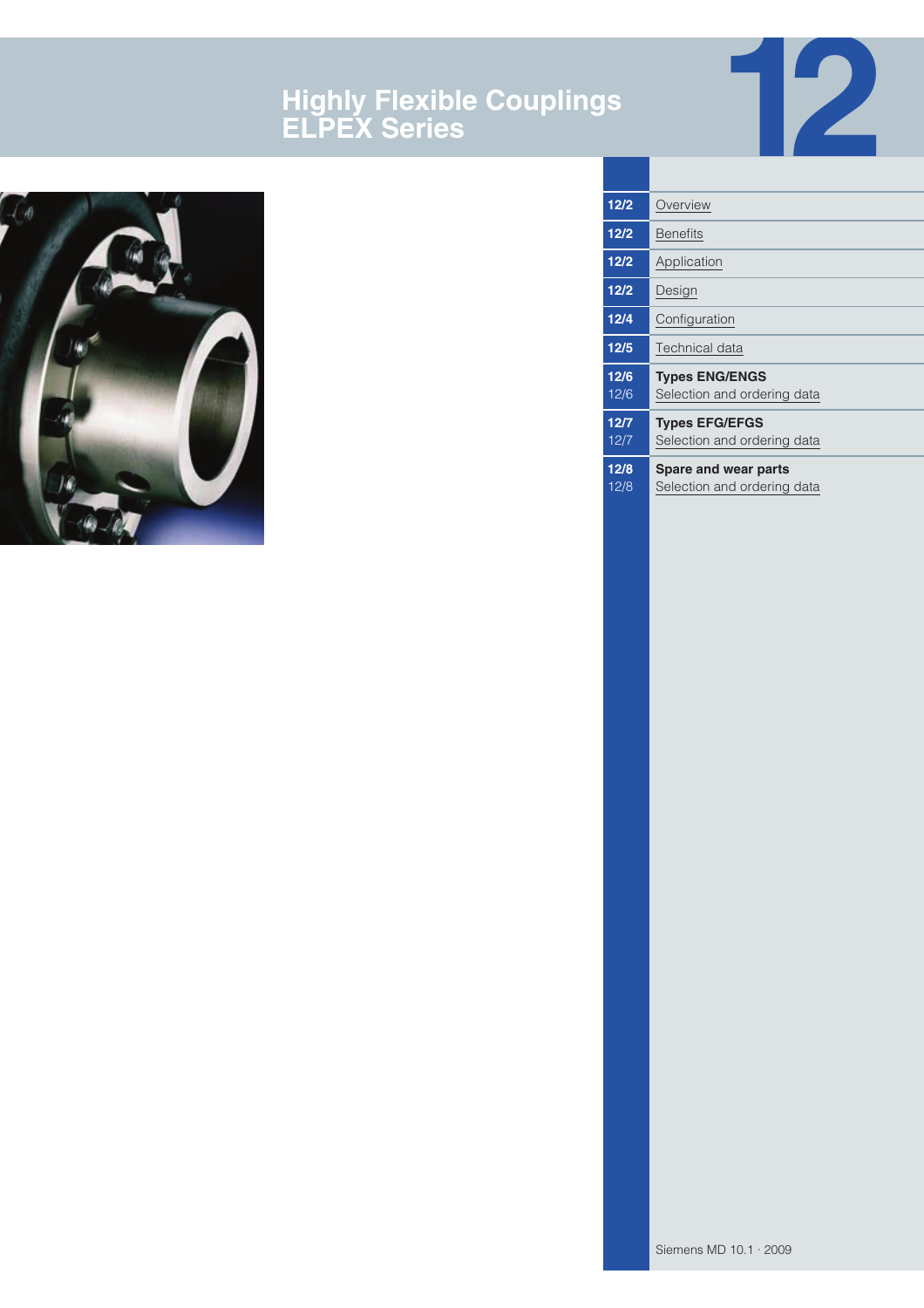# Highly Flexible Couplings ELPEX Series

# 12

| | |
|---|---|
| **12/2** | Overview |
| **12/2** | Benefits |
| **12/2** | Application |
| **12/2** | Design |
| **12/4** | Configuration |
| **12/5** | Technical data |
| **12/6** | **Types ENG/ENGS** |
| 12/6 | Selection and ordering data |
| **12/7** | **Types EFG/EFGS** |
| 12/7 | Selection and ordering data |
| **12/8** | **Spare and wear parts** |
| 12/8 | Selection and ordering data |

Siemens MD 10.1 · 2009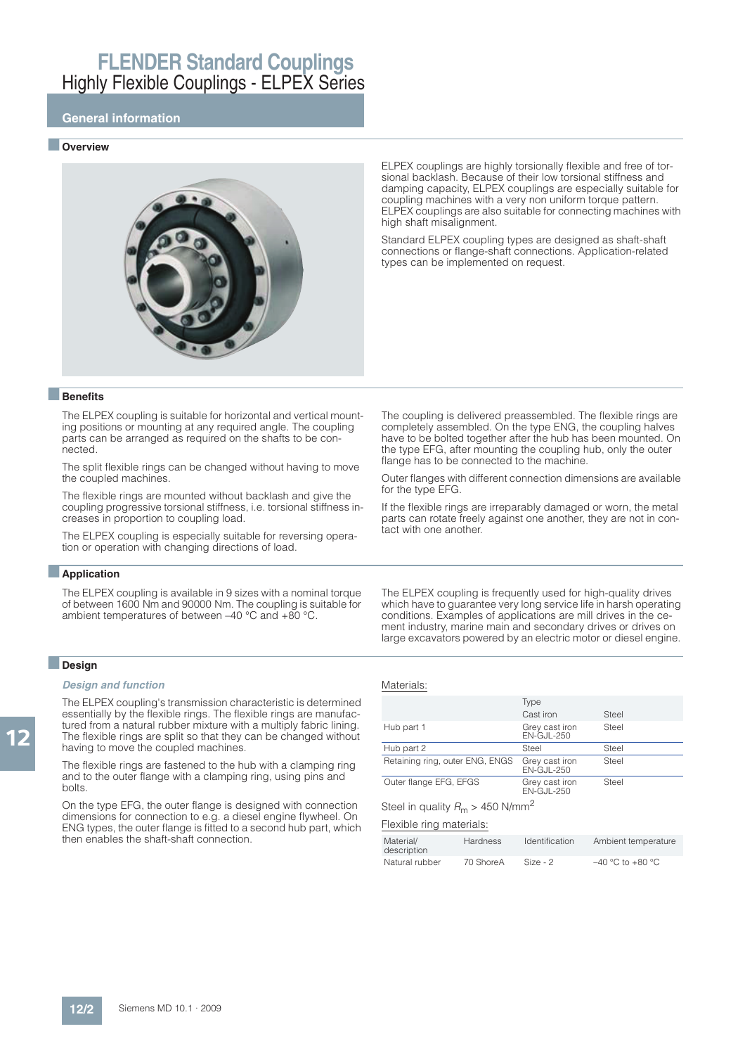# FLENDER Standard Couplings

## Highly Flexible Couplings - ELPEX Series

### General information

#### Overview

ELPEX couplings are highly torsionally flexible and free of torsional backlash. Because of their low torsional stiffness and damping capacity, ELPEX couplings are especially suitable for coupling machines with a very non uniform torque pattern. ELPEX couplings are also suitable for connecting machines with high shaft misalignment.

Standard ELPEX coupling types are designed as shaft-shaft connections or flange-shaft connections. Application-related types can be implemented on request.

#### Benefits

The ELPEX coupling is suitable for horizontal and vertical mounting positions or mounting at any required angle. The coupling parts can be arranged as required on the shafts to be connected.

The split flexible rings can be changed without having to move the coupled machines.

The flexible rings are mounted without backlash and give the coupling progressive torsional stiffness, i.e. torsional stiffness increases in proportion to coupling load.

The ELPEX coupling is especially suitable for reversing operation or operation with changing directions of load.

The coupling is delivered preassembled. The flexible rings are completely assembled. On the type ENG, the coupling halves have to be bolted together after the hub has been mounted. On the type EFG, after mounting the coupling hub, only the outer flange has to be connected to the machine.

Outer flanges with different connection dimensions are available for the type EFG.

If the flexible rings are irreparably damaged or worn, the metal parts can rotate freely against one another, they are not in contact with one another.

#### Application

The ELPEX coupling is available in 9 sizes with a nominal torque of between 1600 Nm and 90000 Nm. The coupling is suitable for ambient temperatures of between –40 °C and +80 °C.

The ELPEX coupling is frequently used for high-quality drives which have to guarantee very long service life in harsh operating conditions. Examples of applications are mill drives in the cement industry, marine main and secondary drives or drives on large excavators powered by an electric motor or diesel engine.

#### Design

*Design and function*

The ELPEX coupling's transmission characteristic is determined essentially by the flexible rings. The flexible rings are manufactured from a natural rubber mixture with a multiply fabric lining. The flexible rings are split so that they can be changed without having to move the coupled machines.

The flexible rings are fastened to the hub with a clamping ring and to the outer flange with a clamping ring, using pins and bolts.

On the type EFG, the outer flange is designed with connection dimensions for connection to e.g. a diesel engine flywheel. On ENG types, the outer flange is fitted to a second hub part, which then enables the shaft-shaft connection.

Materials:

| | Type | |
|---|---|---|
| | Cast iron | Steel |
| Hub part 1 | Grey cast iron EN-GJL-250 | Steel |
| Hub part 2 | Steel | Steel |
| Retaining ring, outer ENG, ENGS | Grey cast iron EN-GJL-250 | Steel |
| Outer flange EFG, EFGS | Grey cast iron EN-GJL-250 | Steel |

Steel in quality $R_m$ > 450 N/mm$^2$

Flexible ring materials:

| Material/ description | Hardness | Identification | Ambient temperature |
|---|---|---|---|
| Natural rubber | 70 ShoreA | Size - 2 | –40 °C to +80 °C |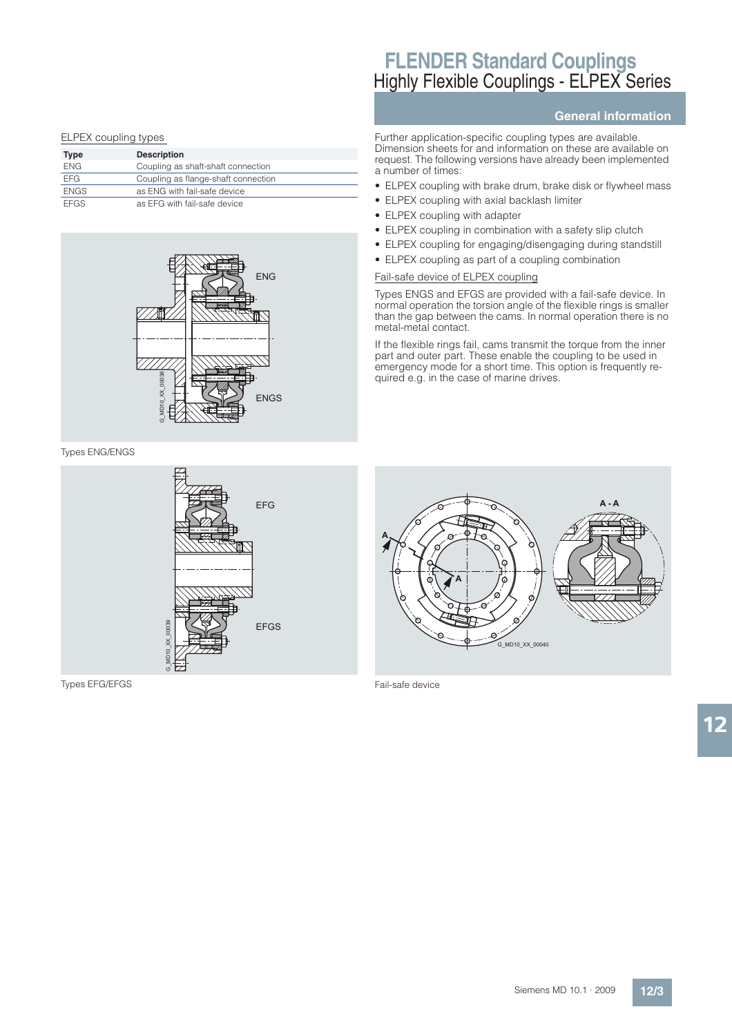# FLENDER Standard Couplings

## Highly Flexible Couplings - ELPEX Series

### General information

ELPEX coupling types

| Type | Description |
|---|---|
| ENG | Coupling as shaft-shaft connection |
| EFG | Coupling as flange-shaft connection |
| ENGS | as ENG with fail-safe device |
| EFGS | as EFG with fail-safe device |

ENG

ENGS

G_MD10_XX_00038

Types ENG/ENGS

EFG

EFGS

G_MD10_XX_00039

Types EFG/EFGS

Further application-specific coupling types are available. Dimension sheets for and information on these are available on request. The following versions have already been implemented a number of times:

- ELPEX coupling with brake drum, brake disk or flywheel mass
- ELPEX coupling with axial backlash limiter
- ELPEX coupling with adapter
- ELPEX coupling in combination with a safety slip clutch
- ELPEX coupling for engaging/disengaging during standstill
- ELPEX coupling as part of a coupling combination

Fail-safe device of ELPEX coupling

Types ENGS and EFGS are provided with a fail-safe device. In normal operation the torsion angle of the flexible rings is smaller than the gap between the cams. In normal operation there is no metal-metal contact.

If the flexible rings fail, cams transmit the torque from the inner part and outer part. These enable the coupling to be used in emergency mode for a short time. This option is frequently required e.g. in the case of marine drives.

A

A

A - A

G_MD10_XX_00040

Fail-safe device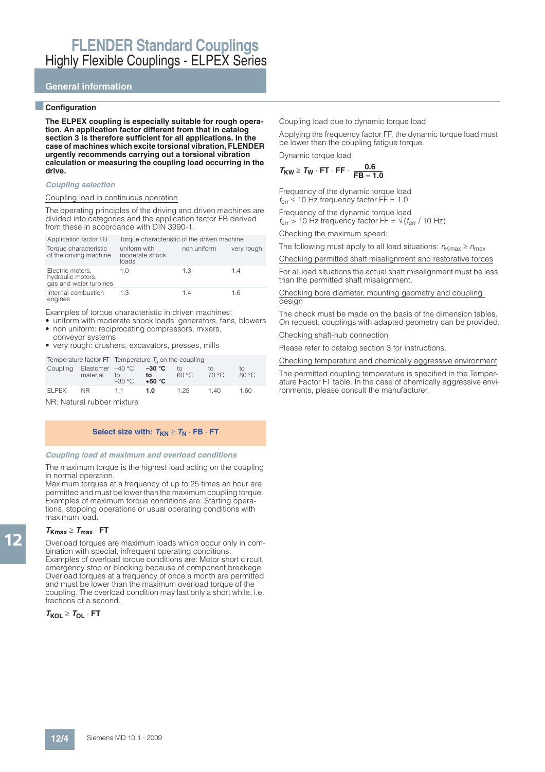# FLENDER Standard Couplings
## Highly Flexible Couplings - ELPEX Series

### General information

#### Configuration

**The ELPEX coupling is especially suitable for rough operation. An application factor different from that in catalog section 3 is therefore sufficient for all applications. In the case of machines which excite torsional vibration, FLENDER urgently recommends carrying out a torsional vibration calculation or measuring the coupling load occurring in the drive.**

*Coupling selection*

Coupling load in continuous operation

The operating principles of the driving and driven machines are divided into categories and the application factor FB derived from these in accordance with DIN 3990-1.

| Application factor FB | Torque characteristic of the driven machine | | |
|---|---|---|---|
| Torque characteristic of the driving machine | uniform with moderate shock loads | non uniform | very rough |
| Electric motors, hydraulic motors, gas and water turbines | 1.0 | 1.3 | 1.4 |
| Internal combustion engines | 1.3 | 1.4 | 1.6 |

Examples of torque characteristic in driven machines:
- uniform with moderate shock loads: generators, fans, blowers
- non uniform: reciprocating compressors, mixers, conveyor systems
- very rough: crushers, excavators, presses, mills

| Temperature factor FT | | Temperature $T_a$ on the coupling | | | | |
|---|---|---|---|---|---|---|
| Coupling | Elastomer material | –40 °C to –30 °C | **–30 °C to +50 °C** | to 60 °C | to 70 °C | to 80 °C |
| ELPEX | NR | 1.1 | **1.0** | 1.25 | 1.40 | 1.60 |

NR: Natural rubber mixture

**Select size with: $T_{KN} \geq T_N \cdot FB \cdot FT$**

*Coupling load at maximum and overload conditions*

The maximum torque is the highest load acting on the coupling in normal operation.
Maximum torques at a frequency of up to 25 times an hour are permitted and must be lower than the maximum coupling torque. Examples of maximum torque conditions are: Starting operations, stopping operations or usual operating conditions with maximum load.

$$T_{Kmax} \geq T_{max} \cdot FT$$

Overload torques are maximum loads which occur only in combination with special, infrequent operating conditions.
Examples of overload torque conditions are: Motor short circuit, emergency stop or blocking because of component breakage. Overload torques at a frequency of once a month are permitted and must be lower than the maximum overload torque of the coupling. The overload condition may last only a short while, i.e. fractions of a second.

$$T_{KOL} \geq T_{OL} \cdot FT$$

Coupling load due to dynamic torque load

Applying the frequency factor FF, the dynamic torque load must be lower than the coupling fatigue torque.

Dynamic torque load

$$T_{KW} \geq T_W \cdot FT \cdot FF \cdot \frac{0.6}{FB - 1.0}$$

Frequency of the dynamic torque load
$f_{err} \leq 10$ Hz frequency factor FF = 1.0

Frequency of the dynamic torque load
$f_{err} > 10$ Hz frequency factor FF = $\sqrt{(f_{err} / 10 \text{ Hz})}$

Checking the maximum speed:

The following must apply to all load situations: $n_{Kmax} \geq n_{max}$

Checking permitted shaft misalignment and restorative forces

For all load situations the actual shaft misalignment must be less than the permitted shaft misalignment.

Checking bore diameter, mounting geometry and coupling design

The check must be made on the basis of the dimension tables. On request, couplings with adapted geometry can be provided.

Checking shaft-hub connection

Please refer to catalog section 3 for instructions.

Checking temperature and chemically aggressive environment

The permitted coupling temperature is specified in the Temperature Factor FT table. In the case of chemically aggressive environments, please consult the manufacturer.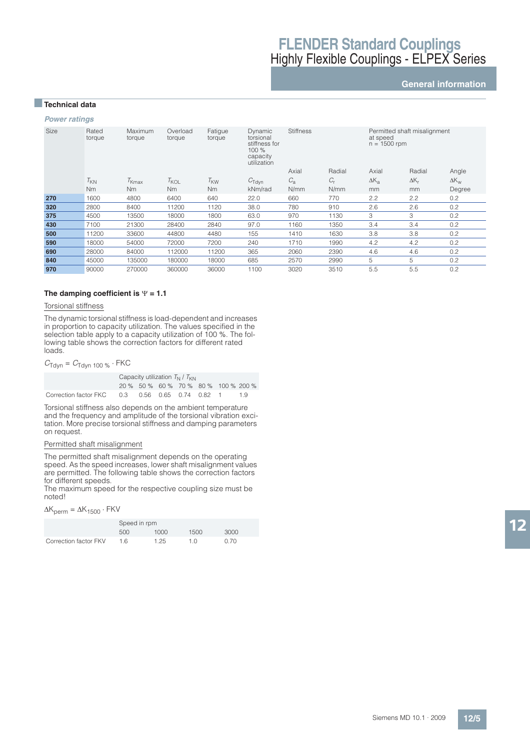## Technical data

*Power ratings*

| Size | Rated torque | Maximum torque | Overload torque | Fatigue torque | Dynamic torsional stiffness for 100 % capacity utilization | Stiffness | | Permitted shaft misalignment at speed n = 1500 rpm | | |
|---|---|---|---|---|---|---|---|---|---|---|
| | | | | | | Axial | Radial | Axial | Radial | Angle |
| | $T_{KN}$ | $T_{Kmax}$ | $T_{KOL}$ | $T_{KW}$ | $C_{Tdyn}$ | $C_a$ | $C_r$ | $\Delta K_a$ | $\Delta K_r$ | $\Delta K_w$ |
| | Nm | Nm | Nm | Nm | kNm/rad | N/mm | N/mm | mm | mm | Degree |
| **270** | 1600 | 4800 | 6400 | 640 | 22.0 | 660 | 770 | 2.2 | 2.2 | 0.2 |
| **320** | 2800 | 8400 | 11200 | 1120 | 38.0 | 780 | 910 | 2.6 | 2.6 | 0.2 |
| **375** | 4500 | 13500 | 18000 | 1800 | 63.0 | 970 | 1130 | 3 | 3 | 0.2 |
| **430** | 7100 | 21300 | 28400 | 2840 | 97.0 | 1160 | 1350 | 3.4 | 3.4 | 0.2 |
| **500** | 11200 | 33600 | 44800 | 4480 | 155 | 1410 | 1630 | 3.8 | 3.8 | 0.2 |
| **590** | 18000 | 54000 | 72000 | 7200 | 240 | 1710 | 1990 | 4.2 | 4.2 | 0.2 |
| **690** | 28000 | 84000 | 112000 | 11200 | 365 | 2060 | 2390 | 4.6 | 4.6 | 0.2 |
| **840** | 45000 | 135000 | 180000 | 18000 | 685 | 2570 | 2990 | 5 | 5 | 0.2 |
| **970** | 90000 | 270000 | 360000 | 36000 | 1100 | 3020 | 3510 | 5.5 | 5.5 | 0.2 |

**The damping coefficient is $\Psi = 1.1$**

Torsional stiffness

The dynamic torsional stiffness is load-dependent and increases in proportion to capacity utilization. The values specified in the selection table apply to a capacity utilization of 100 %. The following table shows the correction factors for different rated loads.

$C_{Tdyn} = C_{Tdyn\ 100\ \%} \cdot \mathrm{FKC}$

| | Capacity utilization $T_N$ / $T_{KN}$ | | | | | | |
|---|---|---|---|---|---|---|---|
| | 20 % | 50 % | 60 % | 70 % | 80 % | 100 % | 200 % |
| Correction factor FKC | 0.3 | 0.56 | 0.65 | 0.74 | 0.82 | 1 | 1.9 |

Torsional stiffness also depends on the ambient temperature and the frequency and amplitude of the torsional vibration excitation. More precise torsional stiffness and damping parameters on request.

Permitted shaft misalignment

The permitted shaft misalignment depends on the operating speed. As the speed increases, lower shaft misalignment values are permitted. The following table shows the correction factors for different speeds.
The maximum speed for the respective coupling size must be noted!

$\Delta K_{perm} = \Delta K_{1500} \cdot \mathrm{FKV}$

| | Speed in rpm | | | |
|---|---|---|---|---|
| | 500 | 1000 | 1500 | 3000 |
| Correction factor FKV | 1.6 | 1.25 | 1.0 | 0.70 |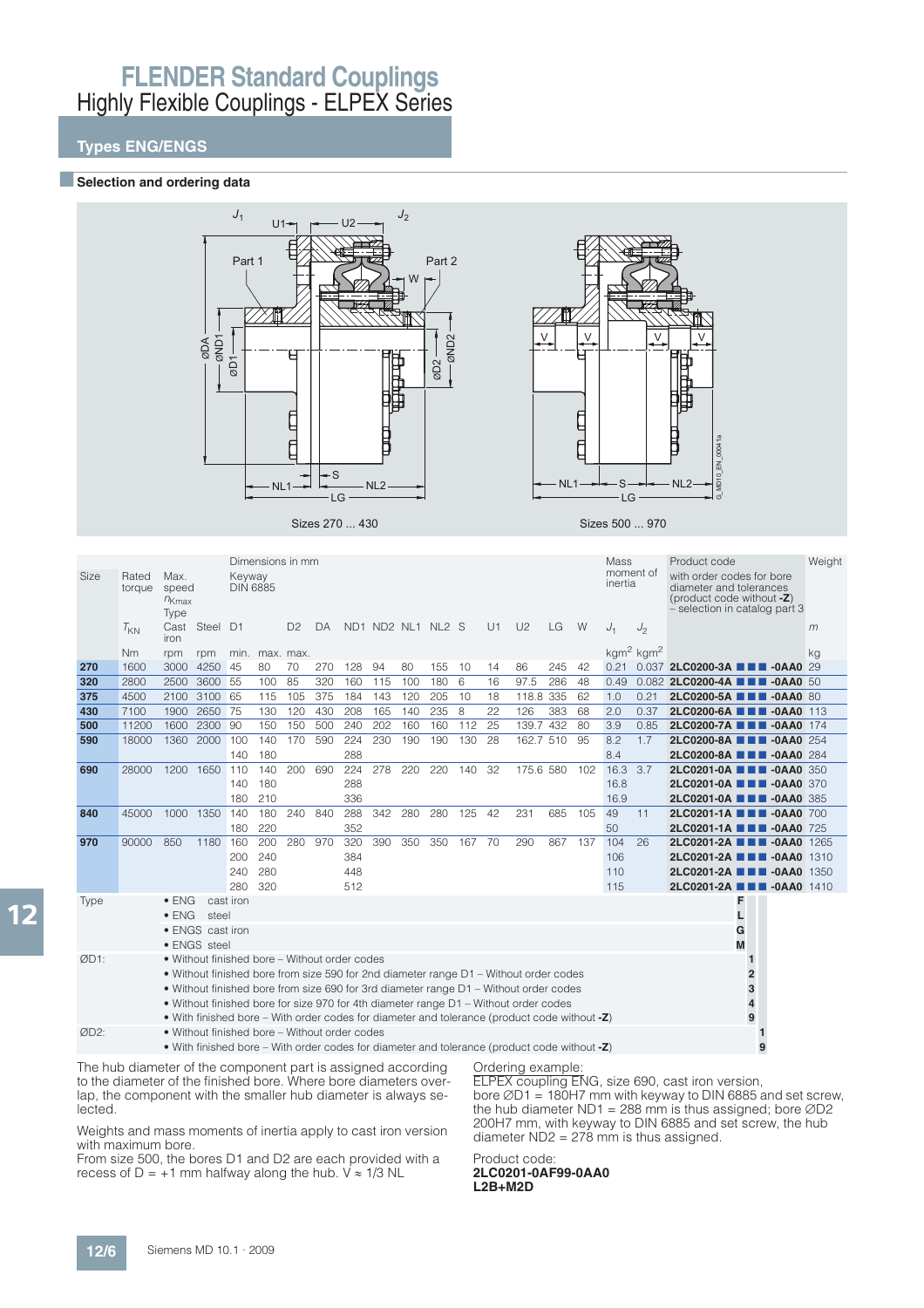# FLENDER Standard Couplings

Highly Flexible Couplings - ELPEX Series

## Types ENG/ENGS

### Selection and ordering data

$J_1$ U1 U2 $J_2$

Part 1 Part 2 W

ØDA ØND1 ØD1 ØD2 ØND2

NL1 S NL2 LG

Sizes 270 ... 430

V V V V

NL1 S NL2 LG

Sizes 500 ... 970

| Size | Rated torque | Max. speed $n_{Kmax}$ Type | | Dimensions in mm Keyway DIN 6885 | | | | | | | | | | | | | | Mass moment of inertia | | Product code with order codes for bore diameter and tolerances (product code without -Z) – selection in catalog part 3 | Weight |
|---|---|---|---|---|---|---|---|---|---|---|---|---|---|---|---|---|---|---|---|---|---|
| | $T_{KN}$ | Cast iron | Steel | D1 | | D2 | DA | ND1 | ND2 | NL1 | NL2 | S | U1 | U2 | LG | W | $J_1$ | $J_2$ | | | $m$ |
| | Nm | rpm | rpm | min. | max. | max. | | | | | | | | | | | kgm² | kgm² | | | kg |
| **270** | 1600 | 3000 | 4250 | 45 | 80 | 70 | 270 | 128 | 94 | 80 | 155 | 10 | 14 | 86 | 245 | 42 | 0.21 | 0.037 | **2LC0200-3A ■■■ -0AA0** | | 29 |
| **320** | 2800 | 2500 | 3600 | 55 | 100 | 85 | 320 | 160 | 115 | 100 | 180 | 6 | 16 | 97.5 | 286 | 48 | 0.49 | 0.082 | **2LC0200-4A ■■■ -0AA0** | | 50 |
| **375** | 4500 | 2100 | 3100 | 65 | 115 | 105 | 375 | 184 | 143 | 120 | 205 | 10 | 18 | 118.8 | 335 | 62 | 1.0 | 0.21 | **2LC0200-5A ■■■ -0AA0** | | 80 |
| **430** | 7100 | 1900 | 2650 | 75 | 130 | 120 | 430 | 208 | 165 | 140 | 235 | 8 | 22 | 126 | 383 | 68 | 2.0 | 0.37 | **2LC0200-6A ■■■ -0AA0** | | 113 |
| **500** | 11200 | 1600 | 2300 | 90 | 150 | 150 | 500 | 240 | 202 | 160 | 160 | 112 | 25 | 139.7 | 432 | 80 | 3.9 | 0.85 | **2LC0200-7A ■■■ -0AA0** | | 174 |
| **590** | 18000 | 1360 | 2000 | 100 | 140 | 170 | 590 | 224 | 230 | 190 | 190 | 130 | 28 | 162.7 | 510 | 95 | 8.2 | 1.7 | **2LC0200-8A ■■■ -0AA0** | | 254 |
| | | | | 140 | 180 | | | 288 | | | | | | | | | 8.4 | | **2LC0200-8A ■■■ -0AA0** | | 284 |
| **690** | 28000 | 1200 | 1650 | 110 | 140 | 200 | 690 | 224 | 278 | 220 | 220 | 140 | 32 | 175.6 | 580 | 102 | 16.3 | 3.7 | **2LC0201-0A ■■■ -0AA0** | | 350 |
| | | | | 140 | 180 | | | 288 | | | | | | | | | 16.8 | | **2LC0201-0A ■■■ -0AA0** | | 370 |
| | | | | 180 | 210 | | | 336 | | | | | | | | | 16.9 | | **2LC0201-0A ■■■ -0AA0** | | 385 |
| **840** | 45000 | 1000 | 1350 | 140 | 180 | 240 | 840 | 288 | 342 | 280 | 280 | 125 | 42 | 231 | 685 | 105 | 49 | 11 | **2LC0201-1A ■■■ -0AA0** | | 700 |
| | | | | 180 | 220 | | | 352 | | | | | | | | | 50 | | **2LC0201-1A ■■■ -0AA0** | | 725 |
| **970** | 90000 | 850 | 1180 | 160 | 200 | 280 | 970 | 320 | 390 | 350 | 350 | 167 | 70 | 290 | 867 | 137 | 104 | 26 | **2LC0201-2A ■■■ -0AA0** | | 1265 |
| | | | | 200 | 240 | | | 384 | | | | | | | | | 106 | | **2LC0201-2A ■■■ -0AA0** | | 1310 |
| | | | | 240 | 280 | | | 448 | | | | | | | | | 110 | | **2LC0201-2A ■■■ -0AA0** | | 1350 |
| | | | | 280 | 320 | | | 512 | | | | | | | | | 115 | | **2LC0201-2A ■■■ -0AA0** | | 1410 |

| Option | Description | Code |
|---|---|---|
| Type | • ENG cast iron | F |
| | • ENG steel | L |
| | • ENGS cast iron | G |
| | • ENGS steel | M |
| ØD1: | • Without finished bore – Without order codes | 1 |
| | • Without finished bore from size 590 for 2nd diameter range D1 – Without order codes | 2 |
| | • Without finished bore from size 690 for 3rd diameter range D1 – Without order codes | 3 |
| | • Without finished bore for size 970 for 4th diameter range D1 – Without order codes | 4 |
| | • With finished bore – With order codes for diameter and tolerance (product code without **-Z**) | 9 |
| ØD2: | • Without finished bore – Without order codes | 1 |
| | • With finished bore – With order codes for diameter and tolerance (product code without **-Z**) | 9 |

The hub diameter of the component part is assigned according to the diameter of the finished bore. Where bore diameters overlap, the component with the smaller hub diameter is always selected.

Weights and mass moments of inertia apply to cast iron version with maximum bore.
From size 500, the bores D1 and D2 are each provided with a recess of D = +1 mm halfway along the hub. V ≈ 1/3 NL

Ordering example:
ELPEX coupling ENG, size 690, cast iron version,
bore ØD1 = 180H7 mm with keyway to DIN 6885 and set screw, the hub diameter ND1 = 288 mm is thus assigned; bore ØD2 200H7 mm, with keyway to DIN 6885 and set screw, the hub diameter ND2 = 278 mm is thus assigned.

Product code:
**2LC0201-0AF99-0AA0**
**L2B+M2D**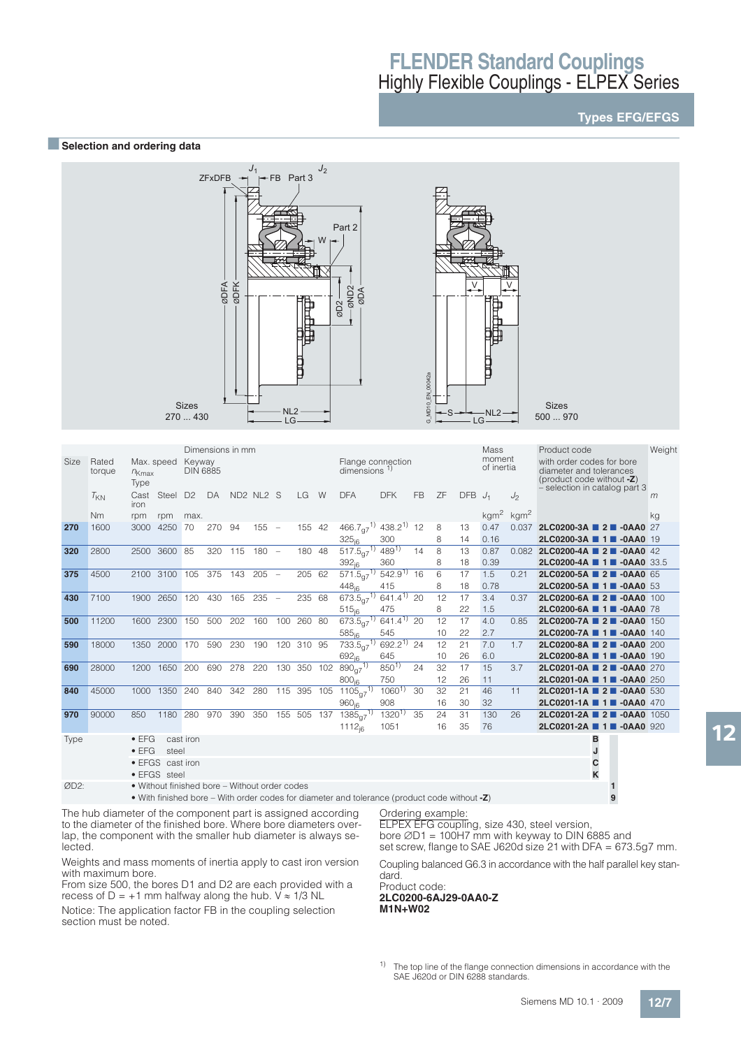# FLENDER Standard Couplings

Highly Flexible Couplings - ELPEX Series

**Types EFG/EFGS**

## Selection and ordering data

ZFxDFB $J_1$ FB Part 3 $J_2$

Part 2

W

ØDFA ØDFK ØD2 ØND2 ØDA

V V

Sizes 270 ... 430

NL2 LG

S NL2 LG

Sizes 500 ... 970

G_MD10_EN_00042a

| Size | Rated torque | Max. speed $n_{Kmax}$ Type | | Dimensions in mm Keyway DIN 6885 | | | | | | | Flange connection dimensions [1] | | | | | Mass moment of inertia | | Product code with order codes for bore diameter and tolerances (product code without -Z) – selection in catalog part 3 | Weight |
|---|---|---|---|---|---|---|---|---|---|---|---|---|---|---|---|---|---|---|---|
| | $T_{KN}$ | Cast iron | Steel | D2 | DA | ND2 | NL2 | S | LG | W | DFA | DFK | FB | ZF | DFB | $J_1$ | $J_2$ | | m |
| | Nm | rpm | rpm | max. | | | | | | | | | | | | kgm² | kgm² | | kg |
| **270** | 1600 | 3000 | 4250 | 70 | 270 | 94 | 155 | – | 155 | 42 | $466.7_{g7}$[1] | 438.2[1] | 12 | 8 | 13 | 0.47 | 0.037 | **2LC0200-3A ■ 2 ■ -0AA0** | 27 |
| | | | | | | | | | | | $325_{j6}$ | 300 | | 8 | 14 | 0.16 | | **2LC0200-3A ■ 1 ■ -0AA0** | 19 |
| **320** | 2800 | 2500 | 3600 | 85 | 320 | 115 | 180 | – | 180 | 48 | $517.5_{g7}$[1] | 489[1] | 14 | 8 | 13 | 0.87 | 0.082 | **2LC0200-4A ■ 2 ■ -0AA0** | 42 |
| | | | | | | | | | | | $392_{j6}$ | 360 | | 8 | 18 | 0.39 | | **2LC0200-4A ■ 1 ■ -0AA0** | 33.5 |
| **375** | 4500 | 2100 | 3100 | 105 | 375 | 143 | 205 | – | 205 | 62 | $571.5_{g7}$[1] | 542.9[1] | 16 | 6 | 17 | 1.5 | 0.21 | **2LC0200-5A ■ 2 ■ -0AA0** | 65 |
| | | | | | | | | | | | $448_{j6}$ | 415 | | 8 | 18 | 0.78 | | **2LC0200-5A ■ 1 ■ -0AA0** | 53 |
| **430** | 7100 | 1900 | 2650 | 120 | 430 | 165 | 235 | – | 235 | 68 | $673.5_{g7}$[1] | 641.4[1] | 20 | 12 | 17 | 3.4 | 0.37 | **2LC0200-6A ■ 2 ■ -0AA0** | 100 |
| | | | | | | | | | | | $515_{j6}$ | 475 | | 8 | 22 | 1.5 | | **2LC0200-6A ■ 1 ■ -0AA0** | 78 |
| **500** | 11200 | 1600 | 2300 | 150 | 500 | 202 | 160 | 100 | 260 | 80 | $673.5_{g7}$[1] | 641.4[1] | 20 | 12 | 17 | 4.0 | 0.85 | **2LC0200-7A ■ 2 ■ -0AA0** | 150 |
| | | | | | | | | | | | $585_{j6}$ | 545 | | 10 | 22 | 2.7 | | **2LC0200-7A ■ 1 ■ -0AA0** | 140 |
| **590** | 18000 | 1350 | 2000 | 170 | 590 | 230 | 190 | 120 | 310 | 95 | $733.5_{g7}$[1] | 692.2[1] | 24 | 12 | 21 | 7.0 | 1.7 | **2LC0200-8A ■ 2 ■ -0AA0** | 200 |
| | | | | | | | | | | | $692_{j6}$ | 645 | | 10 | 26 | 6.0 | | **2LC0200-8A ■ 1 ■ -0AA0** | 190 |
| **690** | 28000 | 1200 | 1650 | 200 | 690 | 278 | 220 | 130 | 350 | 102 | $890_{g7}$[1] | 850[1] | 24 | 32 | 17 | 15 | 3.7 | **2LC0201-0A ■ 2 ■ -0AA0** | 270 |
| | | | | | | | | | | | $800_{j6}$ | 750 | | 12 | 26 | 11 | | **2LC0201-0A ■ 1 ■ -0AA0** | 250 |
| **840** | 45000 | 1000 | 1350 | 240 | 840 | 342 | 280 | 115 | 395 | 105 | $1105_{g7}$[1] | 1060[1] | 30 | 32 | 21 | 46 | 11 | **2LC0201-1A ■ 2 ■ -0AA0** | 530 |
| | | | | | | | | | | | $960_{j6}$ | 908 | | 16 | 30 | 32 | | **2LC0201-1A ■ 1 ■ -0AA0** | 470 |
| **970** | 90000 | 850 | 1180 | 280 | 970 | 390 | 350 | 155 | 505 | 137 | $1385_{g7}$[1] | 1320[1] | 35 | 24 | 31 | 130 | 26 | **2LC0201-2A ■ 2 ■ -0AA0** | 1050 |
| | | | | | | | | | | | $1112_{j6}$ | 1051 | | 16 | 35 | 76 | | **2LC0201-2A ■ 1 ■ -0AA0** | 920 |

| | | |
|---|---|---|
| Type | • EFG cast iron | **B** |
| | • EFG steel | **J** |
| | • EFGS cast iron | **C** |
| | • EFGS steel | **K** |
| ØD2: | • Without finished bore – Without order codes | **1** |
| | • With finished bore – With order codes for diameter and tolerance (product code without **-Z**) | **9** |

The hub diameter of the component part is assigned according to the diameter of the finished bore. Where bore diameters overlap, the component with the smaller hub diameter is always selected.

Weights and mass moments of inertia apply to cast iron version with maximum bore.

From size 500, the bores D1 and D2 are each provided with a recess of D = +1 mm halfway along the hub. V ≈ 1/3 NL

Notice: The application factor FB in the coupling selection section must be noted.

Ordering example:
ELPEX EFG coupling, size 430, steel version,
bore ØD1 = 100H7 mm with keyway to DIN 6885 and set screw, flange to SAE J620d size 21 with DFA = 673.5g7 mm.

Coupling balanced G6.3 in accordance with the half parallel key standard.

Product code:
**2LC0200-6AJ29-0AA0-Z**
**M1N+W02**

[1] The top line of the flange connection dimensions in accordance with the SAE J620d or DIN 6288 standards.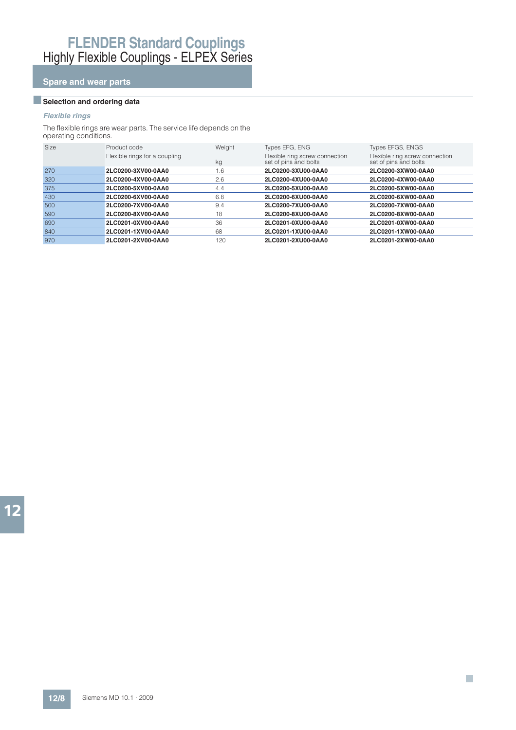# FLENDER Standard Couplings
## Highly Flexible Couplings - ELPEX Series

### Spare and wear parts

#### Selection and ordering data

*Flexible rings*

The flexible rings are wear parts. The service life depends on the operating conditions.

| Size | Product code<br>Flexible rings for a coupling | Weight<br>kg | Types EFG, ENG<br>Flexible ring screw connection set of pins and bolts | Types EFGS, ENGS<br>Flexible ring screw connection set of pins and bolts |
|---|---|---|---|---|
| 270 | **2LC0200-3XV00-0AA0** | 1.6 | **2LC0200-3XU00-0AA0** | **2LC0200-3XW00-0AA0** |
| 320 | **2LC0200-4XV00-0AA0** | 2.6 | **2LC0200-4XU00-0AA0** | **2LC0200-4XW00-0AA0** |
| 375 | **2LC0200-5XV00-0AA0** | 4.4 | **2LC0200-5XU00-0AA0** | **2LC0200-5XW00-0AA0** |
| 430 | **2LC0200-6XV00-0AA0** | 6.8 | **2LC0200-6XU00-0AA0** | **2LC0200-6XW00-0AA0** |
| 500 | **2LC0200-7XV00-0AA0** | 9.4 | **2LC0200-7XU00-0AA0** | **2LC0200-7XW00-0AA0** |
| 590 | **2LC0200-8XV00-0AA0** | 18 | **2LC0200-8XU00-0AA0** | **2LC0200-8XW00-0AA0** |
| 690 | **2LC0201-0XV00-0AA0** | 36 | **2LC0201-0XU00-0AA0** | **2LC0201-0XW00-0AA0** |
| 840 | **2LC0201-1XV00-0AA0** | 68 | **2LC0201-1XU00-0AA0** | **2LC0201-1XW00-0AA0** |
| 970 | **2LC0201-2XV00-0AA0** | 120 | **2LC0201-2XU00-0AA0** | **2LC0201-2XW00-0AA0** |